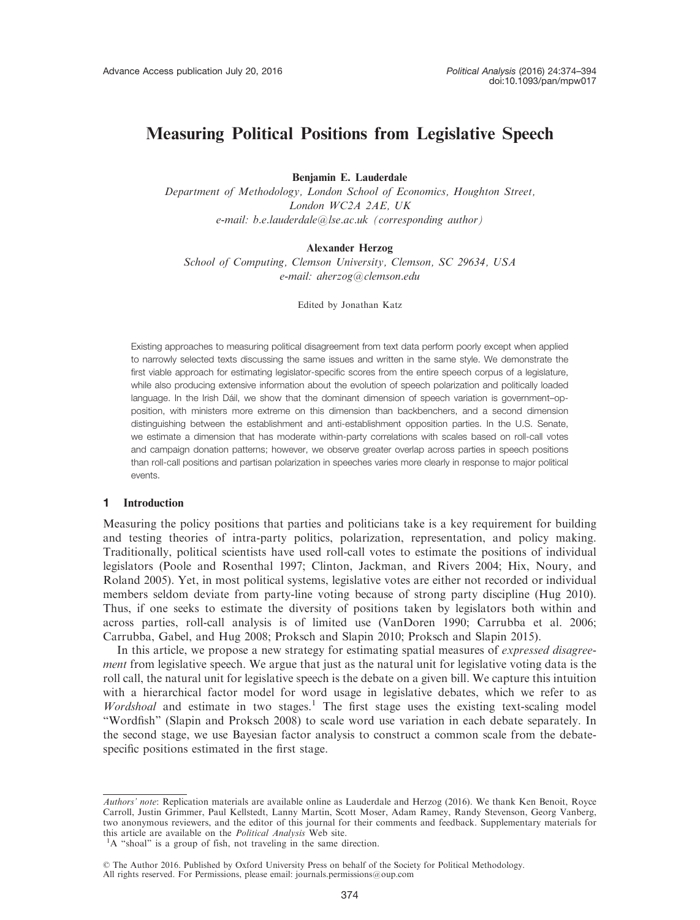# Measuring Political Positions from Legislative Speech

**Benjamin E. Lauderdale**

*Department of Methodology, London School of Economics, Houghton Street, London WC2A 2AE, UK*
*e-mail: b.e.lauderdale@lse.ac.uk (corresponding author)*

**Alexander Herzog**

*School of Computing, Clemson University, Clemson, SC 29634, USA*
*e-mail: aherzog@clemson.edu*

Edited by Jonathan Katz

Existing approaches to measuring political disagreement from text data perform poorly except when applied to narrowly selected texts discussing the same issues and written in the same style. We demonstrate the first viable approach for estimating legislator-specific scores from the entire speech corpus of a legislature, while also producing extensive information about the evolution of speech polarization and politically loaded language. In the Irish Dáil, we show that the dominant dimension of speech variation is government–opposition, with ministers more extreme on this dimension than backbenchers, and a second dimension distinguishing between the establishment and anti-establishment opposition parties. In the U.S. Senate, we estimate a dimension that has moderate within-party correlations with scales based on roll-call votes and campaign donation patterns; however, we observe greater overlap across parties in speech positions than roll-call positions and partisan polarization in speeches varies more clearly in response to major political events.

## 1 Introduction

Measuring the policy positions that parties and politicians take is a key requirement for building and testing theories of intra-party politics, polarization, representation, and policy making. Traditionally, political scientists have used roll-call votes to estimate the positions of individual legislators (Poole and Rosenthal 1997; Clinton, Jackman, and Rivers 2004; Hix, Noury, and Roland 2005). Yet, in most political systems, legislative votes are either not recorded or individual members seldom deviate from party-line voting because of strong party discipline (Hug 2010). Thus, if one seeks to estimate the diversity of positions taken by legislators both within and across parties, roll-call analysis is of limited use (VanDoren 1990; Carrubba et al. 2006; Carrubba, Gabel, and Hug 2008; Proksch and Slapin 2010; Proksch and Slapin 2015).

In this article, we propose a new strategy for estimating spatial measures of *expressed disagreement* from legislative speech. We argue that just as the natural unit for legislative voting data is the roll call, the natural unit for legislative speech is the debate on a given bill. We capture this intuition with a hierarchical factor model for word usage in legislative debates, which we refer to as *Wordshoal* and estimate in two stages.[1] The first stage uses the existing text-scaling model "Wordfish" (Slapin and Proksch 2008) to scale word use variation in each debate separately. In the second stage, we use Bayesian factor analysis to construct a common scale from the debate-specific positions estimated in the first stage.

---

*Authors' note*: Replication materials are available online as Lauderdale and Herzog (2016). We thank Ken Benoit, Royce Carroll, Justin Grimmer, Paul Kellstedt, Lanny Martin, Scott Moser, Adam Ramey, Randy Stevenson, Georg Vanberg, two anonymous reviewers, and the editor of this journal for their comments and feedback. Supplementary materials for this article are available on the *Political Analysis* Web site.

[1] A "shoal" is a group of fish, not traveling in the same direction.

© The Author 2016. Published by Oxford University Press on behalf of the Society for Political Methodology. All rights reserved. For Permissions, please email: journals.permissions@oup.com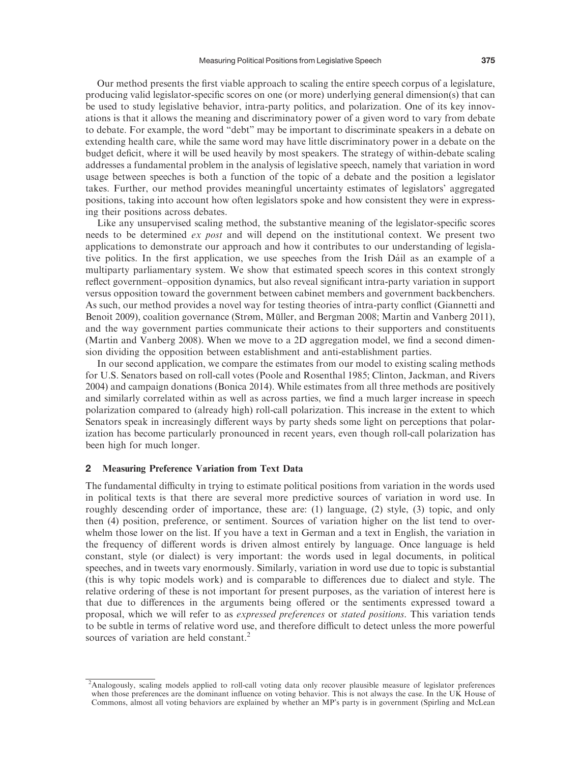Our method presents the first viable approach to scaling the entire speech corpus of a legislature, producing valid legislator-specific scores on one (or more) underlying general dimension(s) that can be used to study legislative behavior, intra-party politics, and polarization. One of its key innovations is that it allows the meaning and discriminatory power of a given word to vary from debate to debate. For example, the word "debt" may be important to discriminate speakers in a debate on extending health care, while the same word may have little discriminatory power in a debate on the budget deficit, where it will be used heavily by most speakers. The strategy of within-debate scaling addresses a fundamental problem in the analysis of legislative speech, namely that variation in word usage between speeches is both a function of the topic of a debate and the position a legislator takes. Further, our method provides meaningful uncertainty estimates of legislators' aggregated positions, taking into account how often legislators spoke and how consistent they were in expressing their positions across debates.

Like any unsupervised scaling method, the substantive meaning of the legislator-specific scores needs to be determined *ex post* and will depend on the institutional context. We present two applications to demonstrate our approach and how it contributes to our understanding of legislative politics. In the first application, we use speeches from the Irish Dáil as an example of a multiparty parliamentary system. We show that estimated speech scores in this context strongly reflect government–opposition dynamics, but also reveal significant intra-party variation in support versus opposition toward the government between cabinet members and government backbenchers. As such, our method provides a novel way for testing theories of intra-party conflict (Giannetti and Benoit 2009), coalition governance (Strøm, Müller, and Bergman 2008; Martin and Vanberg 2011), and the way government parties communicate their actions to their supporters and constituents (Martin and Vanberg 2008). When we move to a 2D aggregation model, we find a second dimension dividing the opposition between establishment and anti-establishment parties.

In our second application, we compare the estimates from our model to existing scaling methods for U.S. Senators based on roll-call votes (Poole and Rosenthal 1985; Clinton, Jackman, and Rivers 2004) and campaign donations (Bonica 2014). While estimates from all three methods are positively and similarly correlated within as well as across parties, we find a much larger increase in speech polarization compared to (already high) roll-call polarization. This increase in the extent to which Senators speak in increasingly different ways by party sheds some light on perceptions that polarization has become particularly pronounced in recent years, even though roll-call polarization has been high for much longer.

## 2 Measuring Preference Variation from Text Data

The fundamental difficulty in trying to estimate political positions from variation in the words used in political texts is that there are several more predictive sources of variation in word use. In roughly descending order of importance, these are: (1) language, (2) style, (3) topic, and only then (4) position, preference, or sentiment. Sources of variation higher on the list tend to overwhelm those lower on the list. If you have a text in German and a text in English, the variation in the frequency of different words is driven almost entirely by language. Once language is held constant, style (or dialect) is very important: the words used in legal documents, in political speeches, and in tweets vary enormously. Similarly, variation in word use due to topic is substantial (this is why topic models work) and is comparable to differences due to dialect and style. The relative ordering of these is not important for present purposes, as the variation of interest here is that due to differences in the arguments being offered or the sentiments expressed toward a proposal, which we will refer to as *expressed preferences* or *stated positions*. This variation tends to be subtle in terms of relative word use, and therefore difficult to detect unless the more powerful sources of variation are held constant.[2]

[2]Analogously, scaling models applied to roll-call voting data only recover plausible measure of legislator preferences when those preferences are the dominant influence on voting behavior. This is not always the case. In the UK House of Commons, almost all voting behaviors are explained by whether an MP's party is in government (Spirling and McLean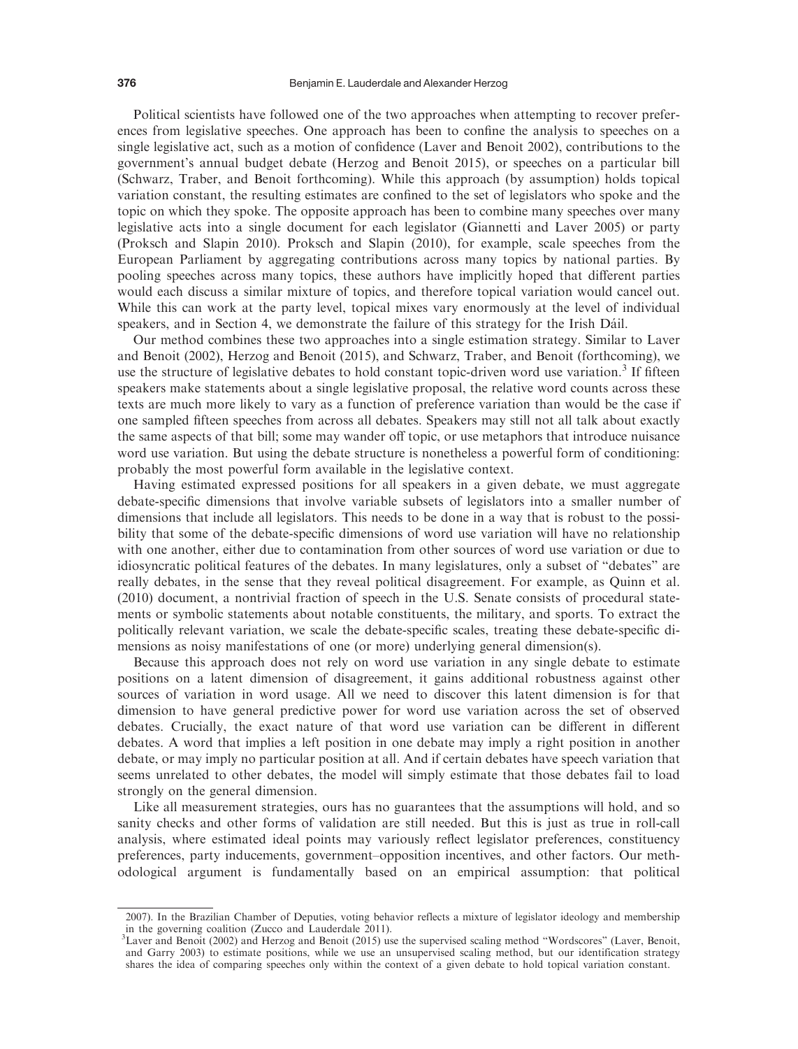Political scientists have followed one of the two approaches when attempting to recover preferences from legislative speeches. One approach has been to confine the analysis to speeches on a single legislative act, such as a motion of confidence (Laver and Benoit 2002), contributions to the government's annual budget debate (Herzog and Benoit 2015), or speeches on a particular bill (Schwarz, Traber, and Benoit forthcoming). While this approach (by assumption) holds topical variation constant, the resulting estimates are confined to the set of legislators who spoke and the topic on which they spoke. The opposite approach has been to combine many speeches over many legislative acts into a single document for each legislator (Giannetti and Laver 2005) or party (Proksch and Slapin 2010). Proksch and Slapin (2010), for example, scale speeches from the European Parliament by aggregating contributions across many topics by national parties. By pooling speeches across many topics, these authors have implicitly hoped that different parties would each discuss a similar mixture of topics, and therefore topical variation would cancel out. While this can work at the party level, topical mixes vary enormously at the level of individual speakers, and in Section 4, we demonstrate the failure of this strategy for the Irish Dáil.

Our method combines these two approaches into a single estimation strategy. Similar to Laver and Benoit (2002), Herzog and Benoit (2015), and Schwarz, Traber, and Benoit (forthcoming), we use the structure of legislative debates to hold constant topic-driven word use variation.[3] If fifteen speakers make statements about a single legislative proposal, the relative word counts across these texts are much more likely to vary as a function of preference variation than would be the case if one sampled fifteen speeches from across all debates. Speakers may still not all talk about exactly the same aspects of that bill; some may wander off topic, or use metaphors that introduce nuisance word use variation. But using the debate structure is nonetheless a powerful form of conditioning: probably the most powerful form available in the legislative context.

Having estimated expressed positions for all speakers in a given debate, we must aggregate debate-specific dimensions that involve variable subsets of legislators into a smaller number of dimensions that include all legislators. This needs to be done in a way that is robust to the possibility that some of the debate-specific dimensions of word use variation will have no relationship with one another, either due to contamination from other sources of word use variation or due to idiosyncratic political features of the debates. In many legislatures, only a subset of "debates" are really debates, in the sense that they reveal political disagreement. For example, as Quinn et al. (2010) document, a nontrivial fraction of speech in the U.S. Senate consists of procedural statements or symbolic statements about notable constituents, the military, and sports. To extract the politically relevant variation, we scale the debate-specific scales, treating these debate-specific dimensions as noisy manifestations of one (or more) underlying general dimension(s).

Because this approach does not rely on word use variation in any single debate to estimate positions on a latent dimension of disagreement, it gains additional robustness against other sources of variation in word usage. All we need to discover this latent dimension is for that dimension to have general predictive power for word use variation across the set of observed debates. Crucially, the exact nature of that word use variation can be different in different debates. A word that implies a left position in one debate may imply a right position in another debate, or may imply no particular position at all. And if certain debates have speech variation that seems unrelated to other debates, the model will simply estimate that those debates fail to load strongly on the general dimension.

Like all measurement strategies, ours has no guarantees that the assumptions will hold, and so sanity checks and other forms of validation are still needed. But this is just as true in roll-call analysis, where estimated ideal points may variously reflect legislator preferences, constituency preferences, party inducements, government–opposition incentives, and other factors. Our methodological argument is fundamentally based on an empirical assumption: that political

---

2007). In the Brazilian Chamber of Deputies, voting behavior reflects a mixture of legislator ideology and membership in the governing coalition (Zucco and Lauderdale 2011).

[3]Laver and Benoit (2002) and Herzog and Benoit (2015) use the supervised scaling method "Wordscores" (Laver, Benoit, and Garry 2003) to estimate positions, while we use an unsupervised scaling method, but our identification strategy shares the idea of comparing speeches only within the context of a given debate to hold topical variation constant.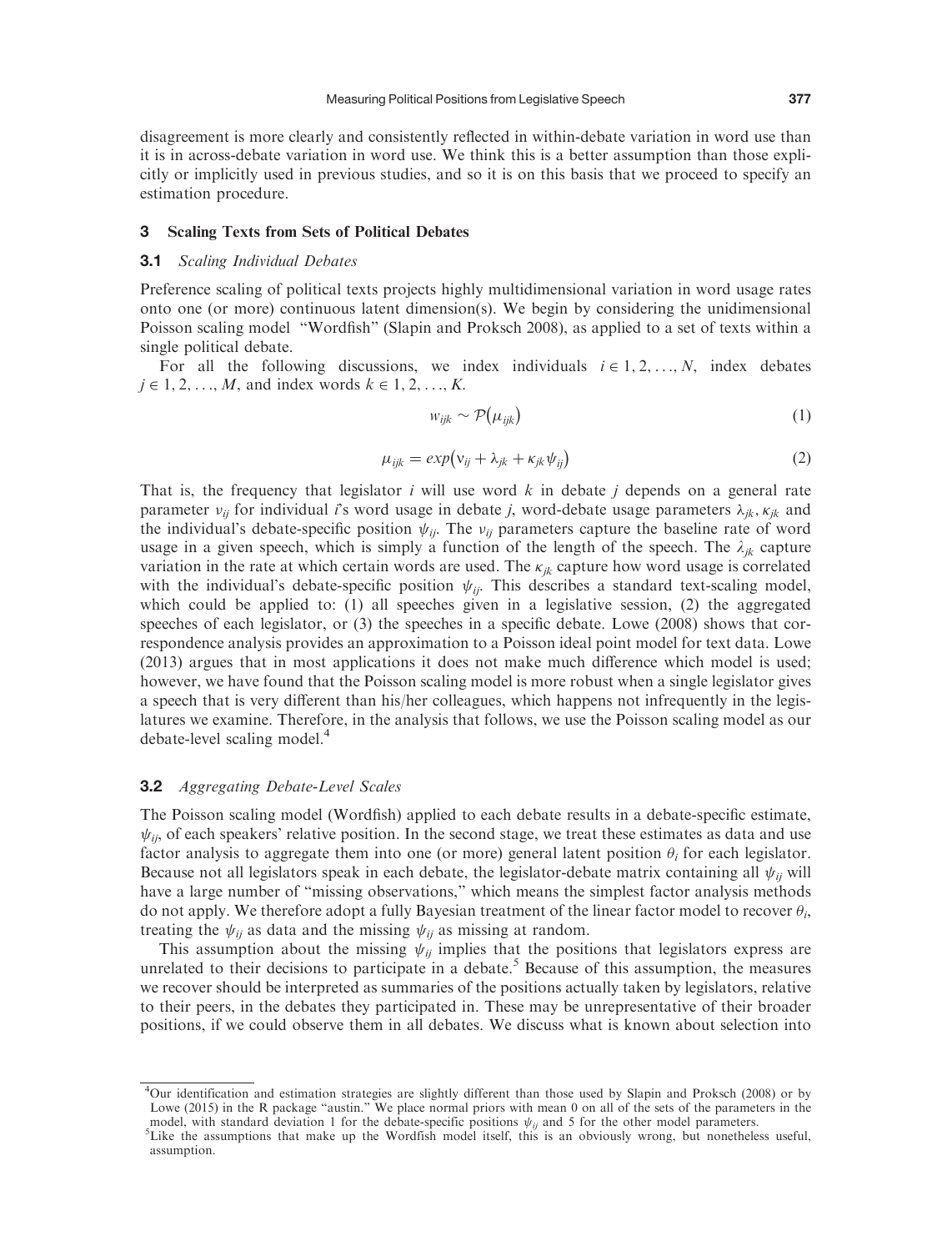disagreement is more clearly and consistently reflected in within-debate variation in word use than it is in across-debate variation in word use. We think this is a better assumption than those explicitly or implicitly used in previous studies, and so it is on this basis that we proceed to specify an estimation procedure.

## 3 Scaling Texts from Sets of Political Debates

### 3.1 *Scaling Individual Debates*

Preference scaling of political texts projects highly multidimensional variation in word usage rates onto one (or more) continuous latent dimension(s). We begin by considering the unidimensional Poisson scaling model "Wordfish" (Slapin and Proksch 2008), as applied to a set of texts within a single political debate.

For all the following discussions, we index individuals $i \in 1, 2, \ldots, N$, index debates $j \in 1, 2, \ldots, M$, and index words $k \in 1, 2, \ldots, K$.

$$w_{ijk} \sim \mathcal{P}(\mu_{ijk}) \tag{1}$$

$$\mu_{ijk} = exp(\nu_{ij} + \lambda_{jk} + \kappa_{jk}\psi_{ij}) \tag{2}$$

That is, the frequency that legislator $i$ will use word $k$ in debate $j$ depends on a general rate parameter $\nu_{ij}$ for individual $i$'s word usage in debate $j$, word-debate usage parameters $\lambda_{jk}, \kappa_{jk}$ and the individual's debate-specific position $\psi_{ij}$. The $\nu_{ij}$ parameters capture the baseline rate of word usage in a given speech, which is simply a function of the length of the speech. The $\lambda_{jk}$ capture variation in the rate at which certain words are used. The $\kappa_{jk}$ capture how word usage is correlated with the individual's debate-specific position $\psi_{ij}$. This describes a standard text-scaling model, which could be applied to: (1) all speeches given in a legislative session, (2) the aggregated speeches of each legislator, or (3) the speeches in a specific debate. Lowe (2008) shows that correspondence analysis provides an approximation to a Poisson ideal point model for text data. Lowe (2013) argues that in most applications it does not make much difference which model is used; however, we have found that the Poisson scaling model is more robust when a single legislator gives a speech that is very different than his/her colleagues, which happens not infrequently in the legislatures we examine. Therefore, in the analysis that follows, we use the Poisson scaling model as our debate-level scaling model.[4]

### 3.2 *Aggregating Debate-Level Scales*

The Poisson scaling model (Wordfish) applied to each debate results in a debate-specific estimate, $\psi_{ij}$, of each speakers' relative position. In the second stage, we treat these estimates as data and use factor analysis to aggregate them into one (or more) general latent position $\theta_i$ for each legislator. Because not all legislators speak in each debate, the legislator-debate matrix containing all $\psi_{ij}$ will have a large number of "missing observations," which means the simplest factor analysis methods do not apply. We therefore adopt a fully Bayesian treatment of the linear factor model to recover $\theta_i$, treating the $\psi_{ij}$ as data and the missing $\psi_{ij}$ as missing at random.

This assumption about the missing $\psi_{ij}$ implies that the positions that legislators express are unrelated to their decisions to participate in a debate.[5] Because of this assumption, the measures we recover should be interpreted as summaries of the positions actually taken by legislators, relative to their peers, in the debates they participated in. These may be unrepresentative of their broader positions, if we could observe them in all debates. We discuss what is known about selection into

---

[4] Our identification and estimation strategies are slightly different than those used by Slapin and Proksch (2008) or by Lowe (2015) in the R package "austin." We place normal priors with mean 0 on all of the sets of the parameters in the model, with standard deviation 1 for the debate-specific positions $\psi_{ij}$ and 5 for the other model parameters.

[5] Like the assumptions that make up the Wordfish model itself, this is an obviously wrong, but nonetheless useful, assumption.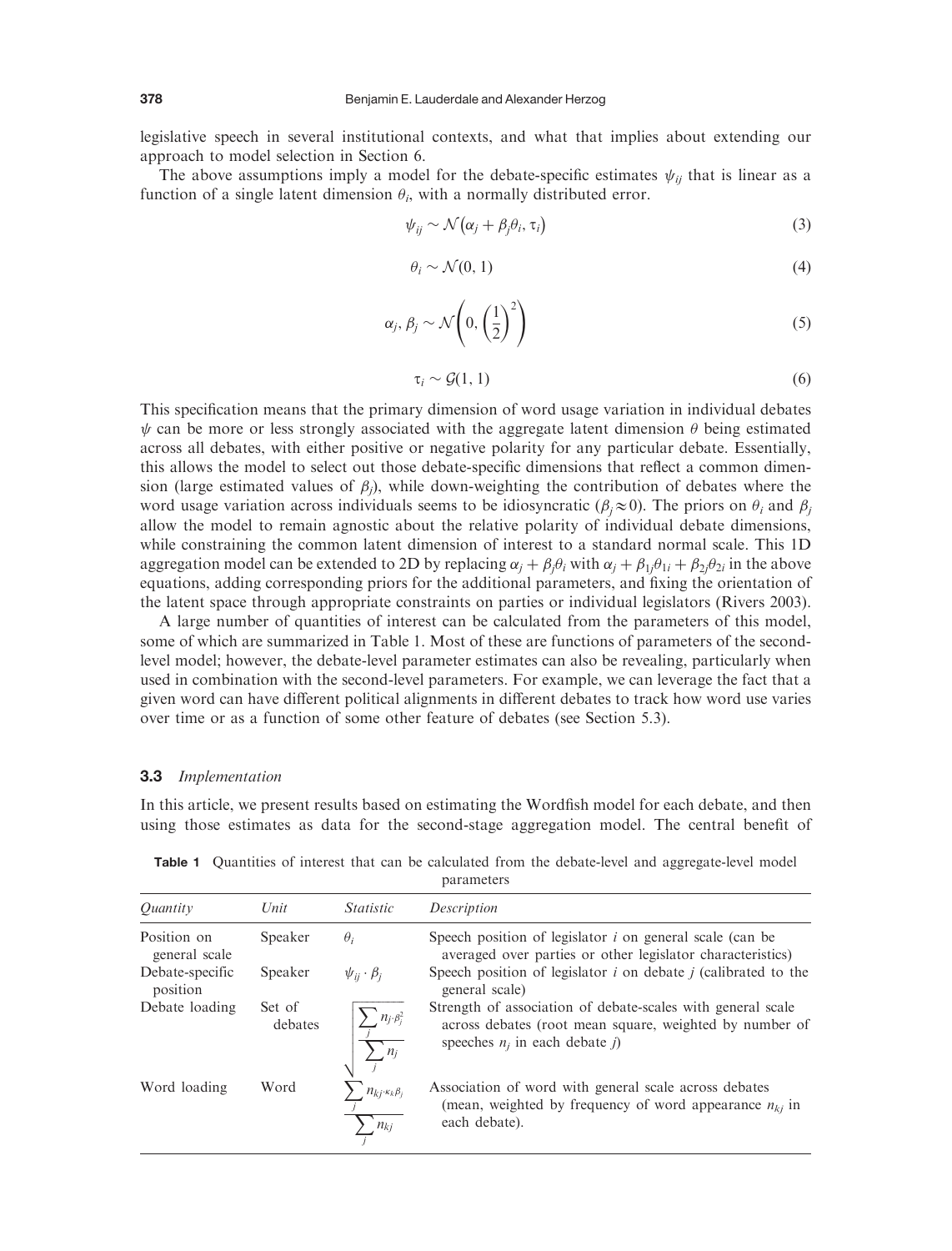legislative speech in several institutional contexts, and what that implies about extending our approach to model selection in Section 6.

The above assumptions imply a model for the debate-specific estimates $\psi_{ij}$ that is linear as a function of a single latent dimension $\theta_i$, with a normally distributed error.

$$\psi_{ij} \sim \mathcal{N}(\alpha_j + \beta_j \theta_i, \tau_i) \tag{3}$$

$$\theta_i \sim \mathcal{N}(0, 1) \tag{4}$$

$$\alpha_j, \beta_j \sim \mathcal{N}\left(0, \left(\frac{1}{2}\right)^2\right) \tag{5}$$

$$\tau_i \sim \mathcal{G}(1, 1) \tag{6}$$

This specification means that the primary dimension of word usage variation in individual debates $\psi$ can be more or less strongly associated with the aggregate latent dimension $\theta$ being estimated across all debates, with either positive or negative polarity for any particular debate. Essentially, this allows the model to select out those debate-specific dimensions that reflect a common dimension (large estimated values of $\beta_j$), while down-weighting the contribution of debates where the word usage variation across individuals seems to be idiosyncratic ($\beta_j \approx 0$). The priors on $\theta_i$ and $\beta_j$ allow the model to remain agnostic about the relative polarity of individual debate dimensions, while constraining the common latent dimension of interest to a standard normal scale. This 1D aggregation model can be extended to 2D by replacing $\alpha_j + \beta_j \theta_i$ with $\alpha_j + \beta_{1j}\theta_{1i} + \beta_{2j}\theta_{2i}$ in the above equations, adding corresponding priors for the additional parameters, and fixing the orientation of the latent space through appropriate constraints on parties or individual legislators (Rivers 2003).

A large number of quantities of interest can be calculated from the parameters of this model, some of which are summarized in Table 1. Most of these are functions of parameters of the second-level model; however, the debate-level parameter estimates can also be revealing, particularly when used in combination with the second-level parameters. For example, we can leverage the fact that a given word can have different political alignments in different debates to track how word use varies over time or as a function of some other feature of debates (see Section 5.3).

### 3.3 *Implementation*

In this article, we present results based on estimating the Wordfish model for each debate, and then using those estimates as data for the second-stage aggregation model. The central benefit of

**Table 1** Quantities of interest that can be calculated from the debate-level and aggregate-level model parameters

| *Quantity* | *Unit* | *Statistic* | *Description* |
|---|---|---|---|
| Position on general scale | Speaker | $\theta_i$ | Speech position of legislator $i$ on general scale (can be averaged over parties or other legislator characteristics) |
| Debate-specific position | Speaker | $\psi_{ij} \cdot \beta_j$ | Speech position of legislator $i$ on debate $j$ (calibrated to the general scale) |
| Debate loading | Set of debates | $\sqrt{\frac{\sum_j n_j \cdot \beta_j^2}{\sum_j n_j}}$ | Strength of association of debate-scales with general scale across debates (root mean square, weighted by number of speeches $n_j$ in each debate $j$) |
| Word loading | Word | $\frac{\sum_j n_{kj} \cdot \kappa_k \beta_j}{\sum_j n_{kj}}$ | Association of word with general scale across debates (mean, weighted by frequency of word appearance $n_{kj}$ in each debate). |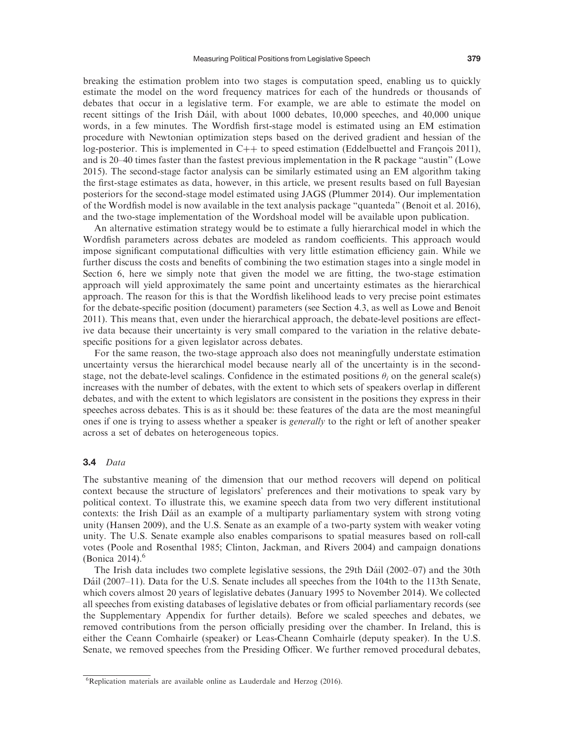breaking the estimation problem into two stages is computation speed, enabling us to quickly estimate the model on the word frequency matrices for each of the hundreds or thousands of debates that occur in a legislative term. For example, we are able to estimate the model on recent sittings of the Irish Dáil, with about 1000 debates, 10,000 speeches, and 40,000 unique words, in a few minutes. The Wordfish first-stage model is estimated using an EM estimation procedure with Newtonian optimization steps based on the derived gradient and hessian of the log-posterior. This is implemented in C++ to speed estimation (Eddelbuettel and François 2011), and is 20–40 times faster than the fastest previous implementation in the R package "austin" (Lowe 2015). The second-stage factor analysis can be similarly estimated using an EM algorithm taking the first-stage estimates as data, however, in this article, we present results based on full Bayesian posteriors for the second-stage model estimated using JAGS (Plummer 2014). Our implementation of the Wordfish model is now available in the text analysis package "quanteda" (Benoit et al. 2016), and the two-stage implementation of the Wordshoal model will be available upon publication.

An alternative estimation strategy would be to estimate a fully hierarchical model in which the Wordfish parameters across debates are modeled as random coefficients. This approach would impose significant computational difficulties with very little estimation efficiency gain. While we further discuss the costs and benefits of combining the two estimation stages into a single model in Section 6, here we simply note that given the model we are fitting, the two-stage estimation approach will yield approximately the same point and uncertainty estimates as the hierarchical approach. The reason for this is that the Wordfish likelihood leads to very precise point estimates for the debate-specific position (document) parameters (see Section 4.3, as well as Lowe and Benoit 2011). This means that, even under the hierarchical approach, the debate-level positions are effective data because their uncertainty is very small compared to the variation in the relative debate-specific positions for a given legislator across debates.

For the same reason, the two-stage approach also does not meaningfully understate estimation uncertainty versus the hierarchical model because nearly all of the uncertainty is in the second-stage, not the debate-level scalings. Confidence in the estimated positions $\theta_i$ on the general scale(s) increases with the number of debates, with the extent to which sets of speakers overlap in different debates, and with the extent to which legislators are consistent in the positions they express in their speeches across debates. This is as it should be: these features of the data are the most meaningful ones if one is trying to assess whether a speaker is *generally* to the right or left of another speaker across a set of debates on heterogeneous topics.

### 3.4 *Data*

The substantive meaning of the dimension that our method recovers will depend on political context because the structure of legislators' preferences and their motivations to speak vary by political context. To illustrate this, we examine speech data from two very different institutional contexts: the Irish Dáil as an example of a multiparty parliamentary system with strong voting unity (Hansen 2009), and the U.S. Senate as an example of a two-party system with weaker voting unity. The U.S. Senate example also enables comparisons to spatial measures based on roll-call votes (Poole and Rosenthal 1985; Clinton, Jackman, and Rivers 2004) and campaign donations (Bonica 2014).[6]

The Irish data includes two complete legislative sessions, the 29th Dáil (2002–07) and the 30th Dáil (2007–11). Data for the U.S. Senate includes all speeches from the 104th to the 113th Senate, which covers almost 20 years of legislative debates (January 1995 to November 2014). We collected all speeches from existing databases of legislative debates or from official parliamentary records (see the Supplementary Appendix for further details). Before we scaled speeches and debates, we removed contributions from the person officially presiding over the chamber. In Ireland, this is either the Ceann Comhairle (speaker) or Leas-Cheann Comhairle (deputy speaker). In the U.S. Senate, we removed speeches from the Presiding Officer. We further removed procedural debates,

[6] Replication materials are available online as Lauderdale and Herzog (2016).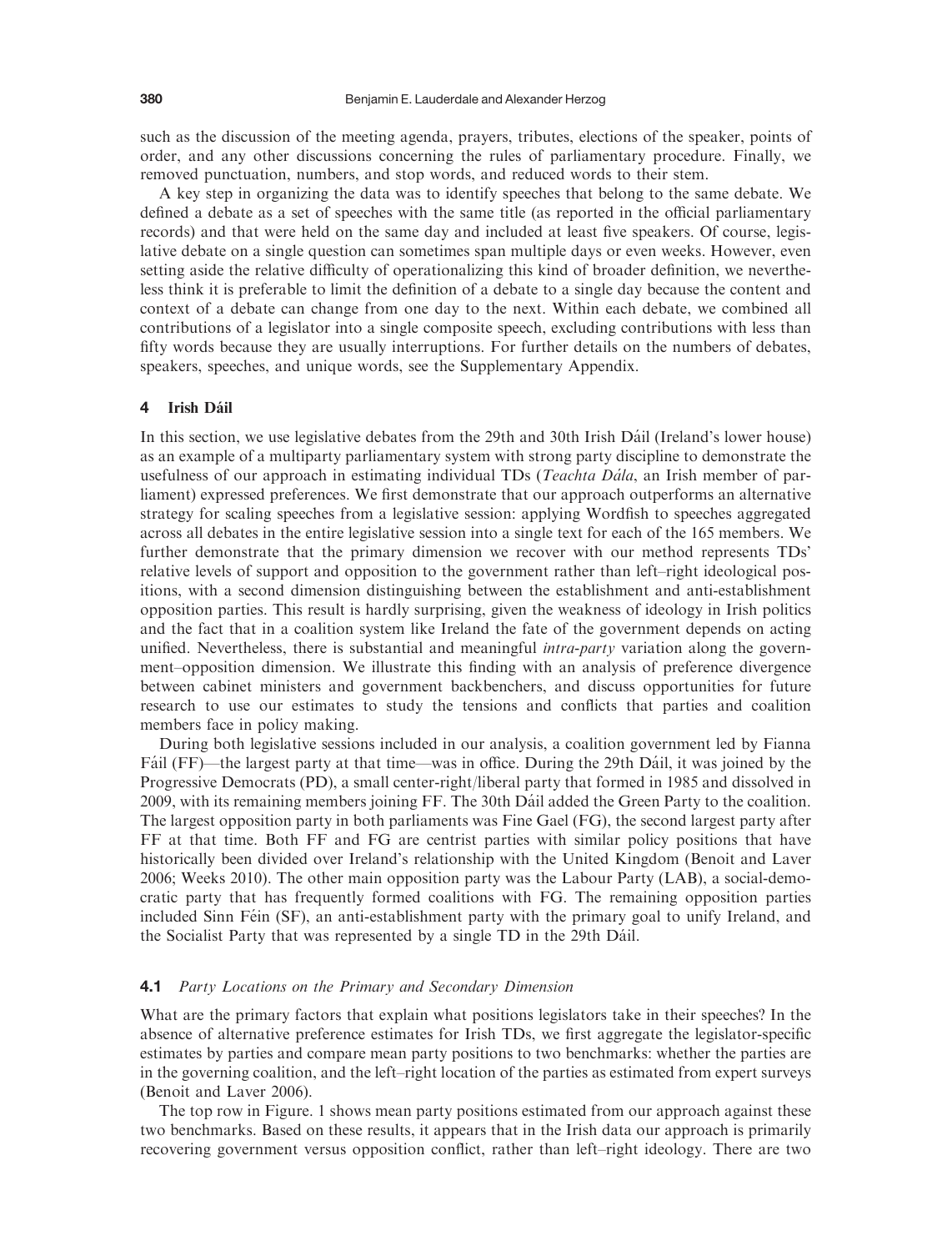such as the discussion of the meeting agenda, prayers, tributes, elections of the speaker, points of order, and any other discussions concerning the rules of parliamentary procedure. Finally, we removed punctuation, numbers, and stop words, and reduced words to their stem.

A key step in organizing the data was to identify speeches that belong to the same debate. We defined a debate as a set of speeches with the same title (as reported in the official parliamentary records) and that were held on the same day and included at least five speakers. Of course, legislative debate on a single question can sometimes span multiple days or even weeks. However, even setting aside the relative difficulty of operationalizing this kind of broader definition, we nevertheless think it is preferable to limit the definition of a debate to a single day because the content and context of a debate can change from one day to the next. Within each debate, we combined all contributions of a legislator into a single composite speech, excluding contributions with less than fifty words because they are usually interruptions. For further details on the numbers of debates, speakers, speeches, and unique words, see the Supplementary Appendix.

## 4 Irish Dáil

In this section, we use legislative debates from the 29th and 30th Irish Dáil (Ireland's lower house) as an example of a multiparty parliamentary system with strong party discipline to demonstrate the usefulness of our approach in estimating individual TDs (*Teachta Dála*, an Irish member of parliament) expressed preferences. We first demonstrate that our approach outperforms an alternative strategy for scaling speeches from a legislative session: applying Wordfish to speeches aggregated across all debates in the entire legislative session into a single text for each of the 165 members. We further demonstrate that the primary dimension we recover with our method represents TDs' relative levels of support and opposition to the government rather than left–right ideological positions, with a second dimension distinguishing between the establishment and anti-establishment opposition parties. This result is hardly surprising, given the weakness of ideology in Irish politics and the fact that in a coalition system like Ireland the fate of the government depends on acting unified. Nevertheless, there is substantial and meaningful *intra-party* variation along the government–opposition dimension. We illustrate this finding with an analysis of preference divergence between cabinet ministers and government backbenchers, and discuss opportunities for future research to use our estimates to study the tensions and conflicts that parties and coalition members face in policy making.

During both legislative sessions included in our analysis, a coalition government led by Fianna Fáil (FF)—the largest party at that time—was in office. During the 29th Dáil, it was joined by the Progressive Democrats (PD), a small center-right/liberal party that formed in 1985 and dissolved in 2009, with its remaining members joining FF. The 30th Dáil added the Green Party to the coalition. The largest opposition party in both parliaments was Fine Gael (FG), the second largest party after FF at that time. Both FF and FG are centrist parties with similar policy positions that have historically been divided over Ireland's relationship with the United Kingdom (Benoit and Laver 2006; Weeks 2010). The other main opposition party was the Labour Party (LAB), a social-democratic party that has frequently formed coalitions with FG. The remaining opposition parties included Sinn Féin (SF), an anti-establishment party with the primary goal to unify Ireland, and the Socialist Party that was represented by a single TD in the 29th Dáil.

### 4.1 *Party Locations on the Primary and Secondary Dimension*

What are the primary factors that explain what positions legislators take in their speeches? In the absence of alternative preference estimates for Irish TDs, we first aggregate the legislator-specific estimates by parties and compare mean party positions to two benchmarks: whether the parties are in the governing coalition, and the left–right location of the parties as estimated from expert surveys (Benoit and Laver 2006).

The top row in Figure. 1 shows mean party positions estimated from our approach against these two benchmarks. Based on these results, it appears that in the Irish data our approach is primarily recovering government versus opposition conflict, rather than left–right ideology. There are two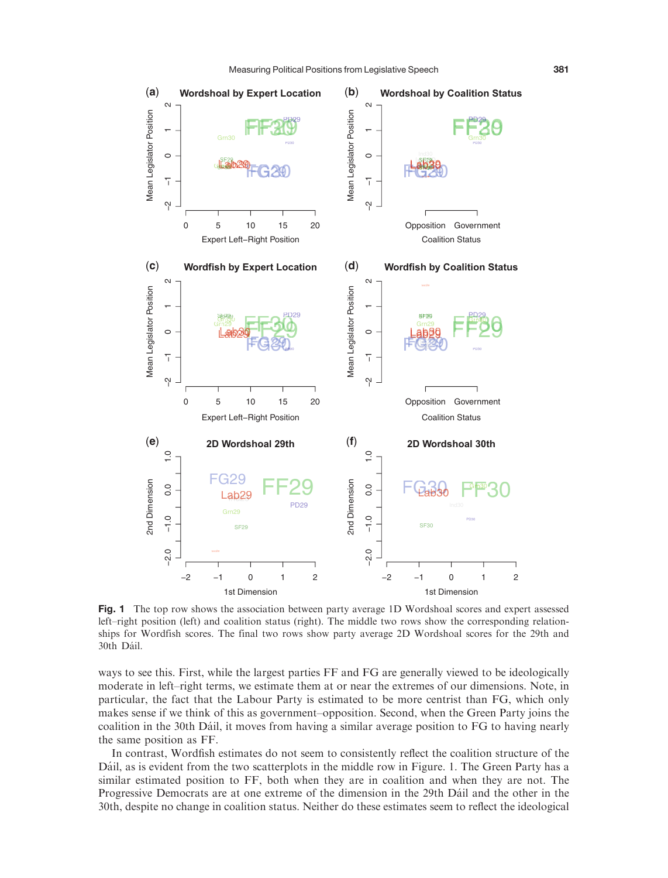**Fig. 1** The top row shows the association between party average 1D Wordshoal scores and expert assessed left–right position (left) and coalition status (right). The middle two rows show the corresponding relationships for Wordfish scores. The final two rows show party average 2D Wordshoal scores for the 29th and 30th Dáil.

ways to see this. First, while the largest parties FF and FG are generally viewed to be ideologically moderate in left–right terms, we estimate them at or near the extremes of our dimensions. Note, in particular, the fact that the Labour Party is estimated to be more centrist than FG, which only makes sense if we think of this as government–opposition. Second, when the Green Party joins the coalition in the 30th Dáil, it moves from having a similar average position to FG to having nearly the same position as FF.

In contrast, Wordfish estimates do not seem to consistently reflect the coalition structure of the Dáil, as is evident from the two scatterplots in the middle row in Figure. 1. The Green Party has a similar estimated position to FF, both when they are in coalition and when they are not. The Progressive Democrats are at one extreme of the dimension in the 29th Dáil and the other in the 30th, despite no change in coalition status. Neither do these estimates seem to reflect the ideological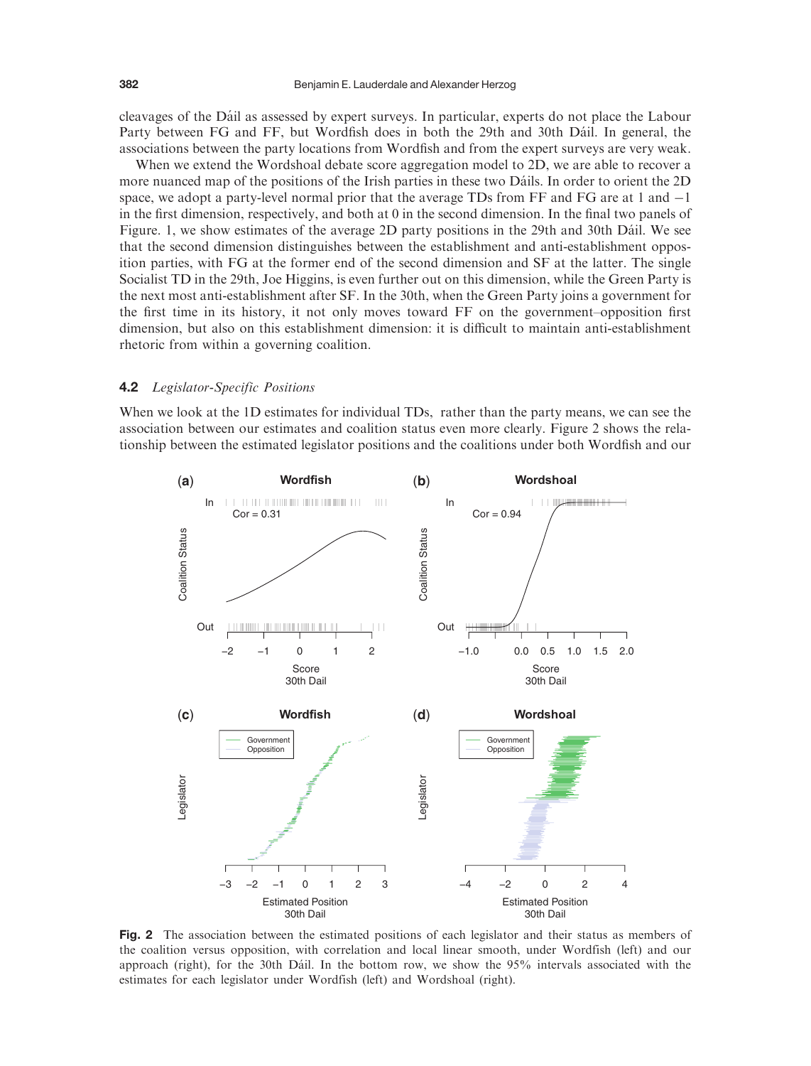cleavages of the Dáil as assessed by expert surveys. In particular, experts do not place the Labour Party between FG and FF, but Wordfish does in both the 29th and 30th Dáil. In general, the associations between the party locations from Wordfish and from the expert surveys are very weak.

When we extend the Wordshoal debate score aggregation model to 2D, we are able to recover a more nuanced map of the positions of the Irish parties in these two Dáils. In order to orient the 2D space, we adopt a party-level normal prior that the average TDs from FF and FG are at 1 and $-1$ in the first dimension, respectively, and both at 0 in the second dimension. In the final two panels of Figure. 1, we show estimates of the average 2D party positions in the 29th and 30th Dáil. We see that the second dimension distinguishes between the establishment and anti-establishment opposition parties, with FG at the former end of the second dimension and SF at the latter. The single Socialist TD in the 29th, Joe Higgins, is even further out on this dimension, while the Green Party is the next most anti-establishment after SF. In the 30th, when the Green Party joins a government for the first time in its history, it not only moves toward FF on the government–opposition first dimension, but also on this establishment dimension: it is difficult to maintain anti-establishment rhetoric from within a governing coalition.

## 4.2 *Legislator-Specific Positions*

When we look at the 1D estimates for individual TDs, rather than the party means, we can see the association between our estimates and coalition status even more clearly. Figure 2 shows the relationship between the estimated legislator positions and the coalitions under both Wordfish and our

**Fig. 2** The association between the estimated positions of each legislator and their status as members of the coalition versus opposition, with correlation and local linear smooth, under Wordfish (left) and our approach (right), for the 30th Dáil. In the bottom row, we show the 95% intervals associated with the estimates for each legislator under Wordfish (left) and Wordshoal (right).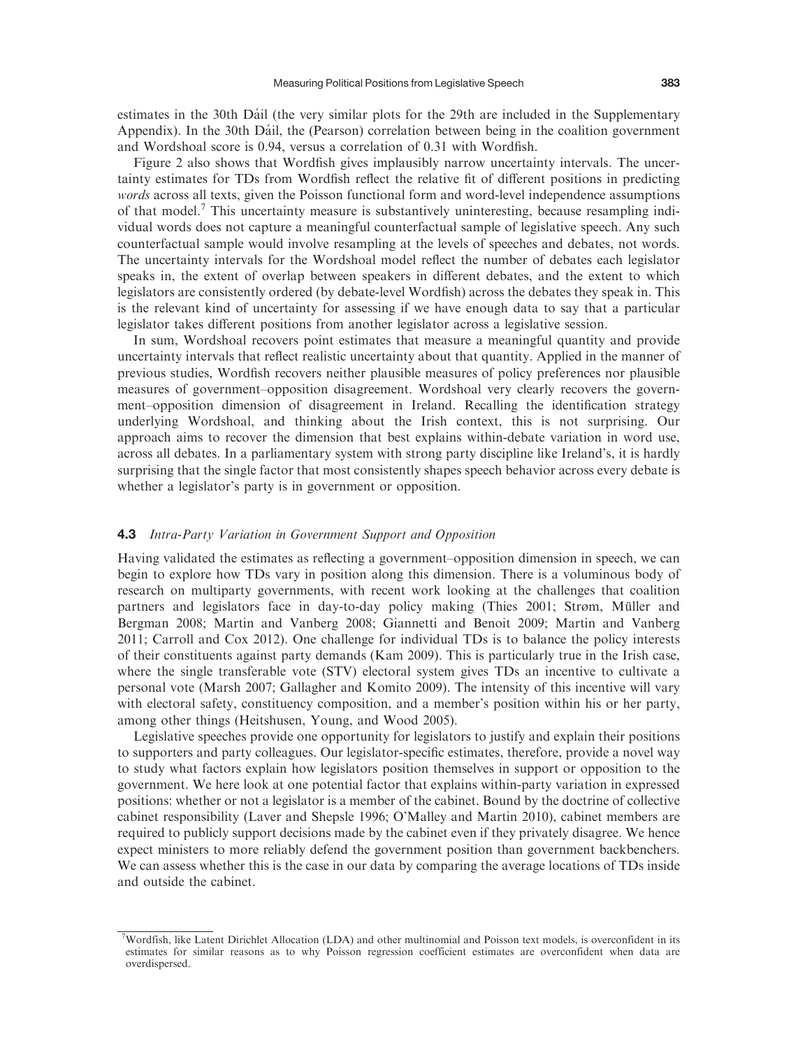estimates in the 30th Dáil (the very similar plots for the 29th are included in the Supplementary Appendix). In the 30th Dáil, the (Pearson) correlation between being in the coalition government and Wordshoal score is 0.94, versus a correlation of 0.31 with Wordfish.

Figure 2 also shows that Wordfish gives implausibly narrow uncertainty intervals. The uncertainty estimates for TDs from Wordfish reflect the relative fit of different positions in predicting *words* across all texts, given the Poisson functional form and word-level independence assumptions of that model.[7] This uncertainty measure is substantively uninteresting, because resampling individual words does not capture a meaningful counterfactual sample of legislative speech. Any such counterfactual sample would involve resampling at the levels of speeches and debates, not words. The uncertainty intervals for the Wordshoal model reflect the number of debates each legislator speaks in, the extent of overlap between speakers in different debates, and the extent to which legislators are consistently ordered (by debate-level Wordfish) across the debates they speak in. This is the relevant kind of uncertainty for assessing if we have enough data to say that a particular legislator takes different positions from another legislator across a legislative session.

In sum, Wordshoal recovers point estimates that measure a meaningful quantity and provide uncertainty intervals that reflect realistic uncertainty about that quantity. Applied in the manner of previous studies, Wordfish recovers neither plausible measures of policy preferences nor plausible measures of government–opposition disagreement. Wordshoal very clearly recovers the government–opposition dimension of disagreement in Ireland. Recalling the identification strategy underlying Wordshoal, and thinking about the Irish context, this is not surprising. Our approach aims to recover the dimension that best explains within-debate variation in word use, across all debates. In a parliamentary system with strong party discipline like Ireland's, it is hardly surprising that the single factor that most consistently shapes speech behavior across every debate is whether a legislator's party is in government or opposition.

### 4.3 *Intra-Party Variation in Government Support and Opposition*

Having validated the estimates as reflecting a government–opposition dimension in speech, we can begin to explore how TDs vary in position along this dimension. There is a voluminous body of research on multiparty governments, with recent work looking at the challenges that coalition partners and legislators face in day-to-day policy making (Thies 2001; Strøm, Müller and Bergman 2008; Martin and Vanberg 2008; Giannetti and Benoit 2009; Martin and Vanberg 2011; Carroll and Cox 2012). One challenge for individual TDs is to balance the policy interests of their constituents against party demands (Kam 2009). This is particularly true in the Irish case, where the single transferable vote (STV) electoral system gives TDs an incentive to cultivate a personal vote (Marsh 2007; Gallagher and Komito 2009). The intensity of this incentive will vary with electoral safety, constituency composition, and a member's position within his or her party, among other things (Heitshusen, Young, and Wood 2005).

Legislative speeches provide one opportunity for legislators to justify and explain their positions to supporters and party colleagues. Our legislator-specific estimates, therefore, provide a novel way to study what factors explain how legislators position themselves in support or opposition to the government. We here look at one potential factor that explains within-party variation in expressed positions: whether or not a legislator is a member of the cabinet. Bound by the doctrine of collective cabinet responsibility (Laver and Shepsle 1996; O'Malley and Martin 2010), cabinet members are required to publicly support decisions made by the cabinet even if they privately disagree. We hence expect ministers to more reliably defend the government position than government backbenchers. We can assess whether this is the case in our data by comparing the average locations of TDs inside and outside the cabinet.

[7]Wordfish, like Latent Dirichlet Allocation (LDA) and other multinomial and Poisson text models, is overconfident in its estimates for similar reasons as to why Poisson regression coefficient estimates are overconfident when data are overdispersed.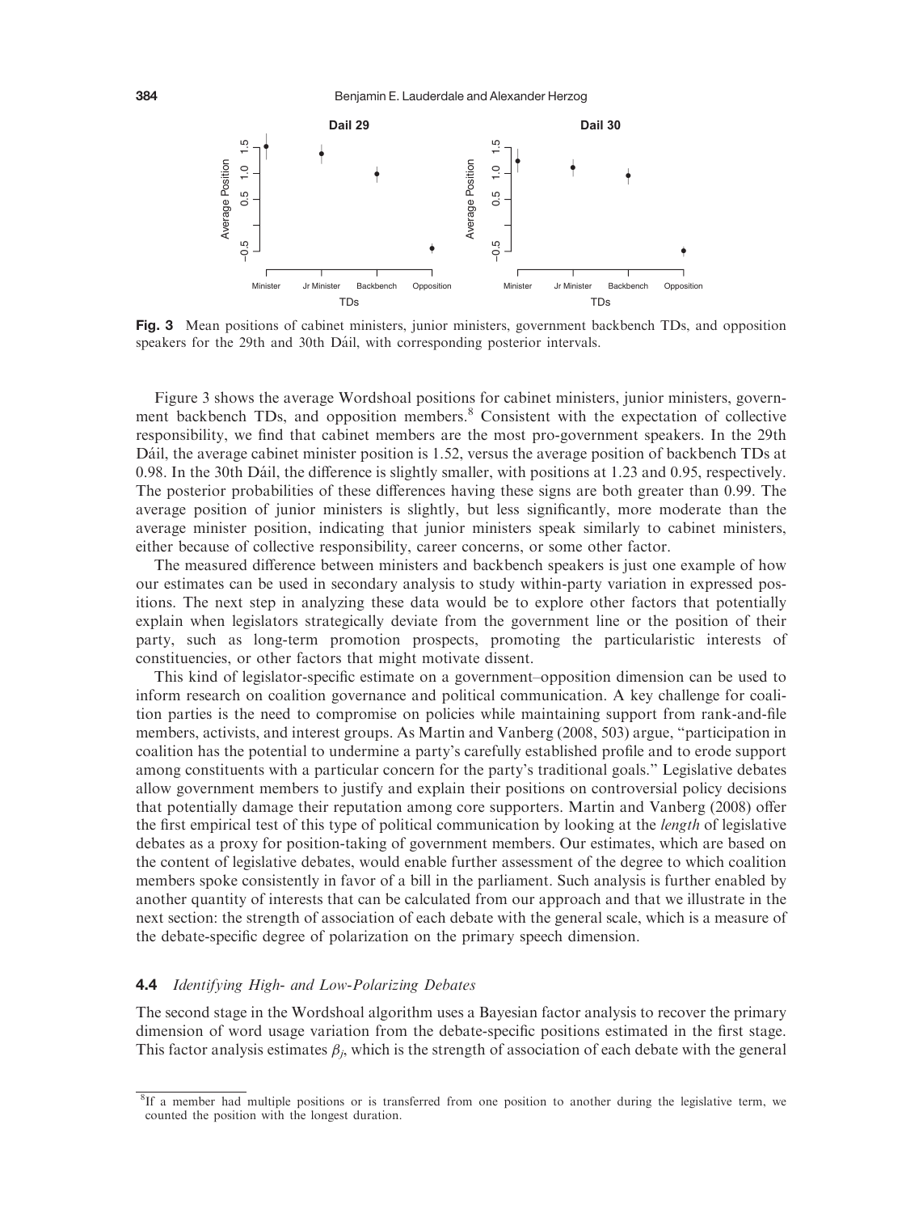**Fig. 3** Mean positions of cabinet ministers, junior ministers, government backbench TDs, and opposition speakers for the 29th and 30th Dáil, with corresponding posterior intervals.

Figure 3 shows the average Wordshoal positions for cabinet ministers, junior ministers, government backbench TDs, and opposition members.[8] Consistent with the expectation of collective responsibility, we find that cabinet members are the most pro-government speakers. In the 29th Dáil, the average cabinet minister position is 1.52, versus the average position of backbench TDs at 0.98. In the 30th Dáil, the difference is slightly smaller, with positions at 1.23 and 0.95, respectively. The posterior probabilities of these differences having these signs are both greater than 0.99. The average position of junior ministers is slightly, but less significantly, more moderate than the average minister position, indicating that junior ministers speak similarly to cabinet ministers, either because of collective responsibility, career concerns, or some other factor.

The measured difference between ministers and backbench speakers is just one example of how our estimates can be used in secondary analysis to study within-party variation in expressed positions. The next step in analyzing these data would be to explore other factors that potentially explain when legislators strategically deviate from the government line or the position of their party, such as long-term promotion prospects, promoting the particularistic interests of constituencies, or other factors that might motivate dissent.

This kind of legislator-specific estimate on a government–opposition dimension can be used to inform research on coalition governance and political communication. A key challenge for coalition parties is the need to compromise on policies while maintaining support from rank-and-file members, activists, and interest groups. As Martin and Vanberg (2008, 503) argue, "participation in coalition has the potential to undermine a party's carefully established profile and to erode support among constituents with a particular concern for the party's traditional goals." Legislative debates allow government members to justify and explain their positions on controversial policy decisions that potentially damage their reputation among core supporters. Martin and Vanberg (2008) offer the first empirical test of this type of political communication by looking at the *length* of legislative debates as a proxy for position-taking of government members. Our estimates, which are based on the content of legislative debates, would enable further assessment of the degree to which coalition members spoke consistently in favor of a bill in the parliament. Such analysis is further enabled by another quantity of interests that can be calculated from our approach and that we illustrate in the next section: the strength of association of each debate with the general scale, which is a measure of the debate-specific degree of polarization on the primary speech dimension.

## 4.4 *Identifying High- and Low-Polarizing Debates*

The second stage in the Wordshoal algorithm uses a Bayesian factor analysis to recover the primary dimension of word usage variation from the debate-specific positions estimated in the first stage. This factor analysis estimates $\beta_j$, which is the strength of association of each debate with the general

[8] If a member had multiple positions or is transferred from one position to another during the legislative term, we counted the position with the longest duration.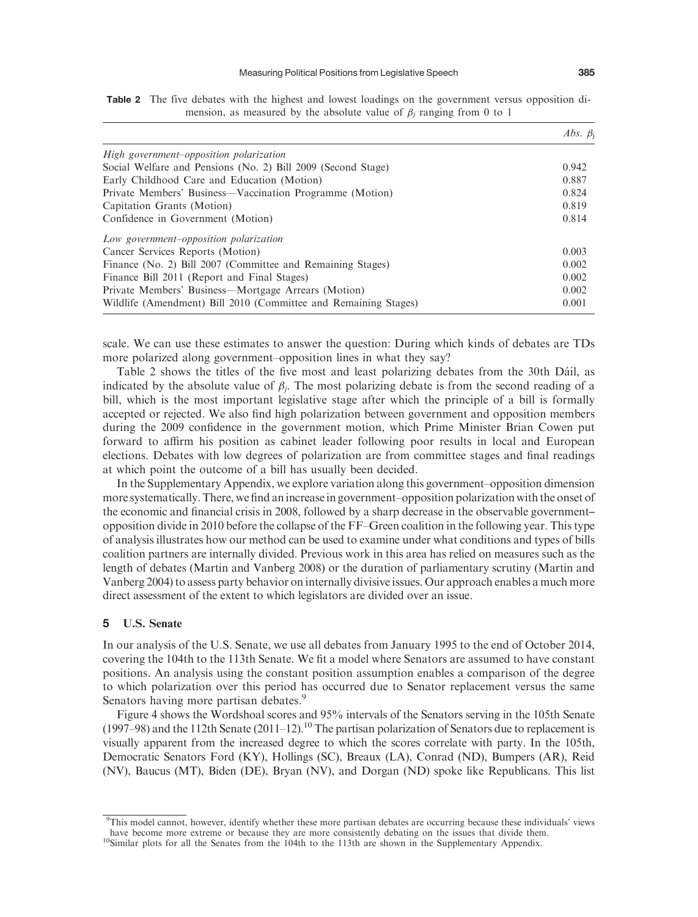**Table 2** The five debates with the highest and lowest loadings on the government versus opposition dimension, as measured by the absolute value of $\beta_j$ ranging from 0 to 1

| | *Abs.* $\beta_j$ |
|---|---|
| *High government–opposition polarization* | |
| Social Welfare and Pensions (No. 2) Bill 2009 (Second Stage) | 0.942 |
| Early Childhood Care and Education (Motion) | 0.887 |
| Private Members' Business—Vaccination Programme (Motion) | 0.824 |
| Capitation Grants (Motion) | 0.819 |
| Confidence in Government (Motion) | 0.814 |
| *Low government–opposition polarization* | |
| Cancer Services Reports (Motion) | 0.003 |
| Finance (No. 2) Bill 2007 (Committee and Remaining Stages) | 0.002 |
| Finance Bill 2011 (Report and Final Stages) | 0.002 |
| Private Members' Business—Mortgage Arrears (Motion) | 0.002 |
| Wildlife (Amendment) Bill 2010 (Committee and Remaining Stages) | 0.001 |

scale. We can use these estimates to answer the question: During which kinds of debates are TDs more polarized along government–opposition lines in what they say?

Table 2 shows the titles of the five most and least polarizing debates from the 30th Dáil, as indicated by the absolute value of $\beta_j$. The most polarizing debate is from the second reading of a bill, which is the most important legislative stage after which the principle of a bill is formally accepted or rejected. We also find high polarization between government and opposition members during the 2009 confidence in the government motion, which Prime Minister Brian Cowen put forward to affirm his position as cabinet leader following poor results in local and European elections. Debates with low degrees of polarization are from committee stages and final readings at which point the outcome of a bill has usually been decided.

In the Supplementary Appendix, we explore variation along this government–opposition dimension more systematically. There, we find an increase in government–opposition polarization with the onset of the economic and financial crisis in 2008, followed by a sharp decrease in the observable government–opposition divide in 2010 before the collapse of the FF–Green coalition in the following year. This type of analysis illustrates how our method can be used to examine under what conditions and types of bills coalition partners are internally divided. Previous work in this area has relied on measures such as the length of debates (Martin and Vanberg 2008) or the duration of parliamentary scrutiny (Martin and Vanberg 2004) to assess party behavior on internally divisive issues. Our approach enables a much more direct assessment of the extent to which legislators are divided over an issue.

## 5 U.S. Senate

In our analysis of the U.S. Senate, we use all debates from January 1995 to the end of October 2014, covering the 104th to the 113th Senate. We fit a model where Senators are assumed to have constant positions. An analysis using the constant position assumption enables a comparison of the degree to which polarization over this period has occurred due to Senator replacement versus the same Senators having more partisan debates.[9]

Figure 4 shows the Wordshoal scores and 95% intervals of the Senators serving in the 105th Senate (1997–98) and the 112th Senate (2011–12).[10] The partisan polarization of Senators due to replacement is visually apparent from the increased degree to which the scores correlate with party. In the 105th, Democratic Senators Ford (KY), Hollings (SC), Breaux (LA), Conrad (ND), Bumpers (AR), Reid (NV), Baucus (MT), Biden (DE), Bryan (NV), and Dorgan (ND) spoke like Republicans. This list

[9]This model cannot, however, identify whether these more partisan debates are occurring because these individuals' views have become more extreme or because they are more consistently debating on the issues that divide them.

[10]Similar plots for all the Senates from the 104th to the 113th are shown in the Supplementary Appendix.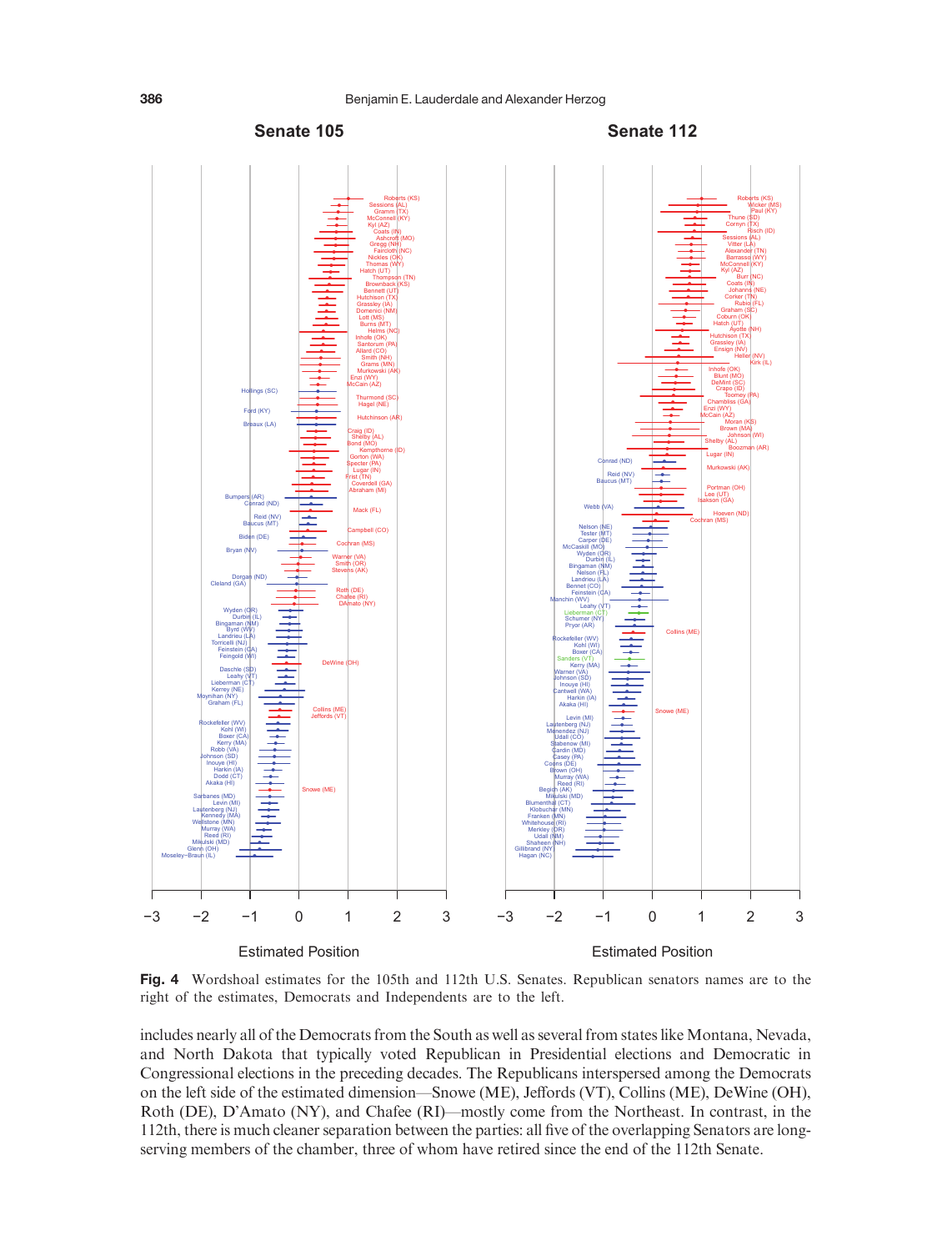**Fig. 4** Wordshoal estimates for the 105th and 112th U.S. Senates. Republican senators names are to the right of the estimates, Democrats and Independents are to the left.

includes nearly all of the Democrats from the South as well as several from states like Montana, Nevada, and North Dakota that typically voted Republican in Presidential elections and Democratic in Congressional elections in the preceding decades. The Republicans interspersed among the Democrats on the left side of the estimated dimension—Snowe (ME), Jeffords (VT), Collins (ME), DeWine (OH), Roth (DE), D'Amato (NY), and Chafee (RI)—mostly come from the Northeast. In contrast, in the 112th, there is much cleaner separation between the parties: all five of the overlapping Senators are long-serving members of the chamber, three of whom have retired since the end of the 112th Senate.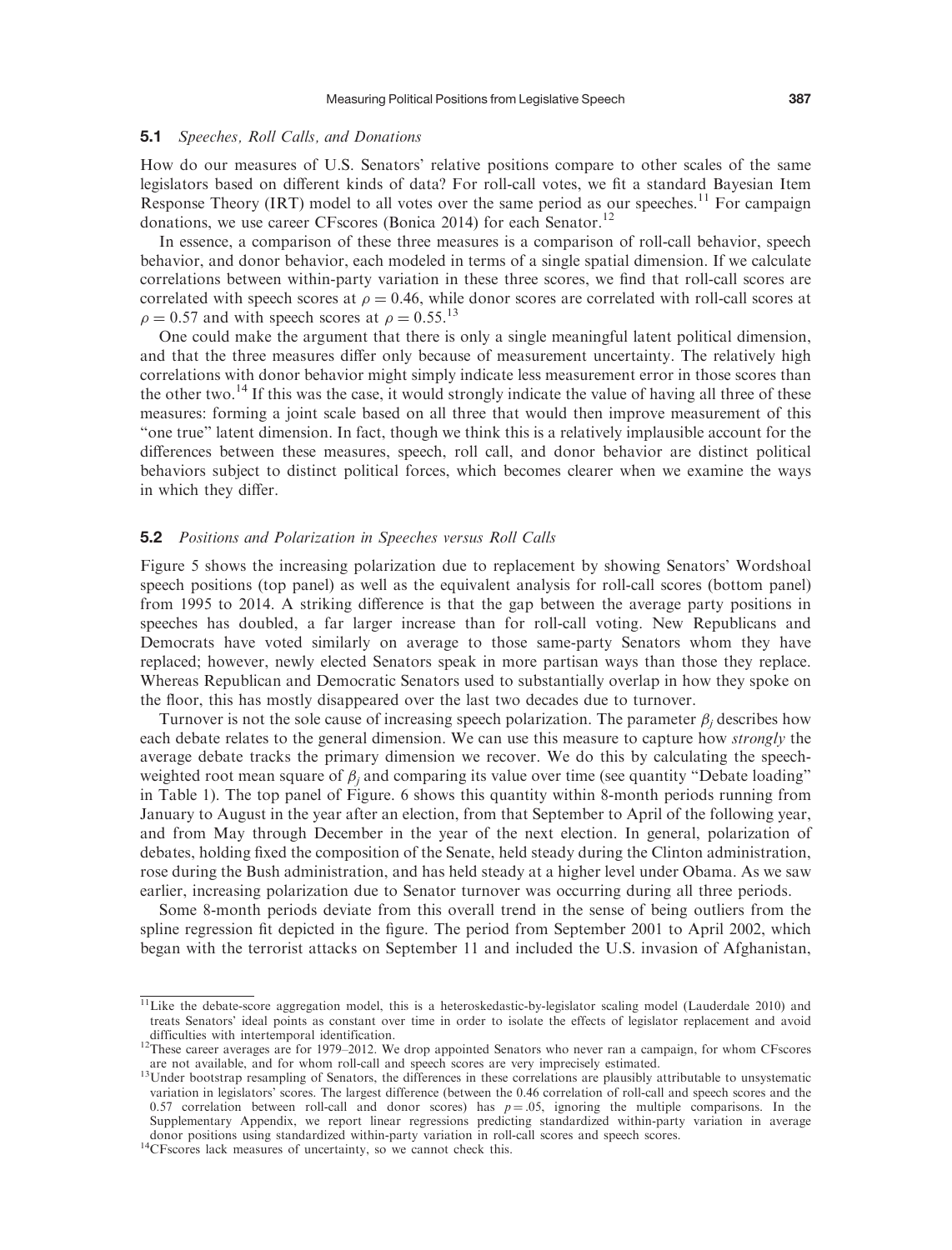### 5.1 *Speeches, Roll Calls, and Donations*

How do our measures of U.S. Senators' relative positions compare to other scales of the same legislators based on different kinds of data? For roll-call votes, we fit a standard Bayesian Item Response Theory (IRT) model to all votes over the same period as our speeches.[11] For campaign donations, we use career CFscores (Bonica 2014) for each Senator.[12]

In essence, a comparison of these three measures is a comparison of roll-call behavior, speech behavior, and donor behavior, each modeled in terms of a single spatial dimension. If we calculate correlations between within-party variation in these three scores, we find that roll-call scores are correlated with speech scores at $\rho = 0.46$, while donor scores are correlated with roll-call scores at $\rho = 0.57$ and with speech scores at $\rho = 0.55$.[13]

One could make the argument that there is only a single meaningful latent political dimension, and that the three measures differ only because of measurement uncertainty. The relatively high correlations with donor behavior might simply indicate less measurement error in those scores than the other two.[14] If this was the case, it would strongly indicate the value of having all three of these measures: forming a joint scale based on all three that would then improve measurement of this "one true" latent dimension. In fact, though we think this is a relatively implausible account for the differences between these measures, speech, roll call, and donor behavior are distinct political behaviors subject to distinct political forces, which becomes clearer when we examine the ways in which they differ.

### 5.2 *Positions and Polarization in Speeches versus Roll Calls*

Figure 5 shows the increasing polarization due to replacement by showing Senators' Wordshoal speech positions (top panel) as well as the equivalent analysis for roll-call scores (bottom panel) from 1995 to 2014. A striking difference is that the gap between the average party positions in speeches has doubled, a far larger increase than for roll-call voting. New Republicans and Democrats have voted similarly on average to those same-party Senators whom they have replaced; however, newly elected Senators speak in more partisan ways than those they replace. Whereas Republican and Democratic Senators used to substantially overlap in how they spoke on the floor, this has mostly disappeared over the last two decades due to turnover.

Turnover is not the sole cause of increasing speech polarization. The parameter $\beta_j$ describes how each debate relates to the general dimension. We can use this measure to capture how *strongly* the average debate tracks the primary dimension we recover. We do this by calculating the speech-weighted root mean square of $\beta_j$ and comparing its value over time (see quantity "Debate loading" in Table 1). The top panel of Figure. 6 shows this quantity within 8-month periods running from January to August in the year after an election, from that September to April of the following year, and from May through December in the year of the next election. In general, polarization of debates, holding fixed the composition of the Senate, held steady during the Clinton administration, rose during the Bush administration, and has held steady at a higher level under Obama. As we saw earlier, increasing polarization due to Senator turnover was occurring during all three periods.

Some 8-month periods deviate from this overall trend in the sense of being outliers from the spline regression fit depicted in the figure. The period from September 2001 to April 2002, which began with the terrorist attacks on September 11 and included the U.S. invasion of Afghanistan,

---

[11] Like the debate-score aggregation model, this is a heteroskedastic-by-legislator scaling model (Lauderdale 2010) and treats Senators' ideal points as constant over time in order to isolate the effects of legislator replacement and avoid difficulties with intertemporal identification.

[12] These career averages are for 1979–2012. We drop appointed Senators who never ran a campaign, for whom CFscores are not available, and for whom roll-call and speech scores are very imprecisely estimated.

[13] Under bootstrap resampling of Senators, the differences in these correlations are plausibly attributable to unsystematic variation in legislators' scores. The largest difference (between the 0.46 correlation of roll-call and speech scores and the 0.57 correlation between roll-call and donor scores) has $p = .05$, ignoring the multiple comparisons. In the Supplementary Appendix, we report linear regressions predicting standardized within-party variation in average donor positions using standardized within-party variation in roll-call scores and speech scores.

[14] CFscores lack measures of uncertainty, so we cannot check this.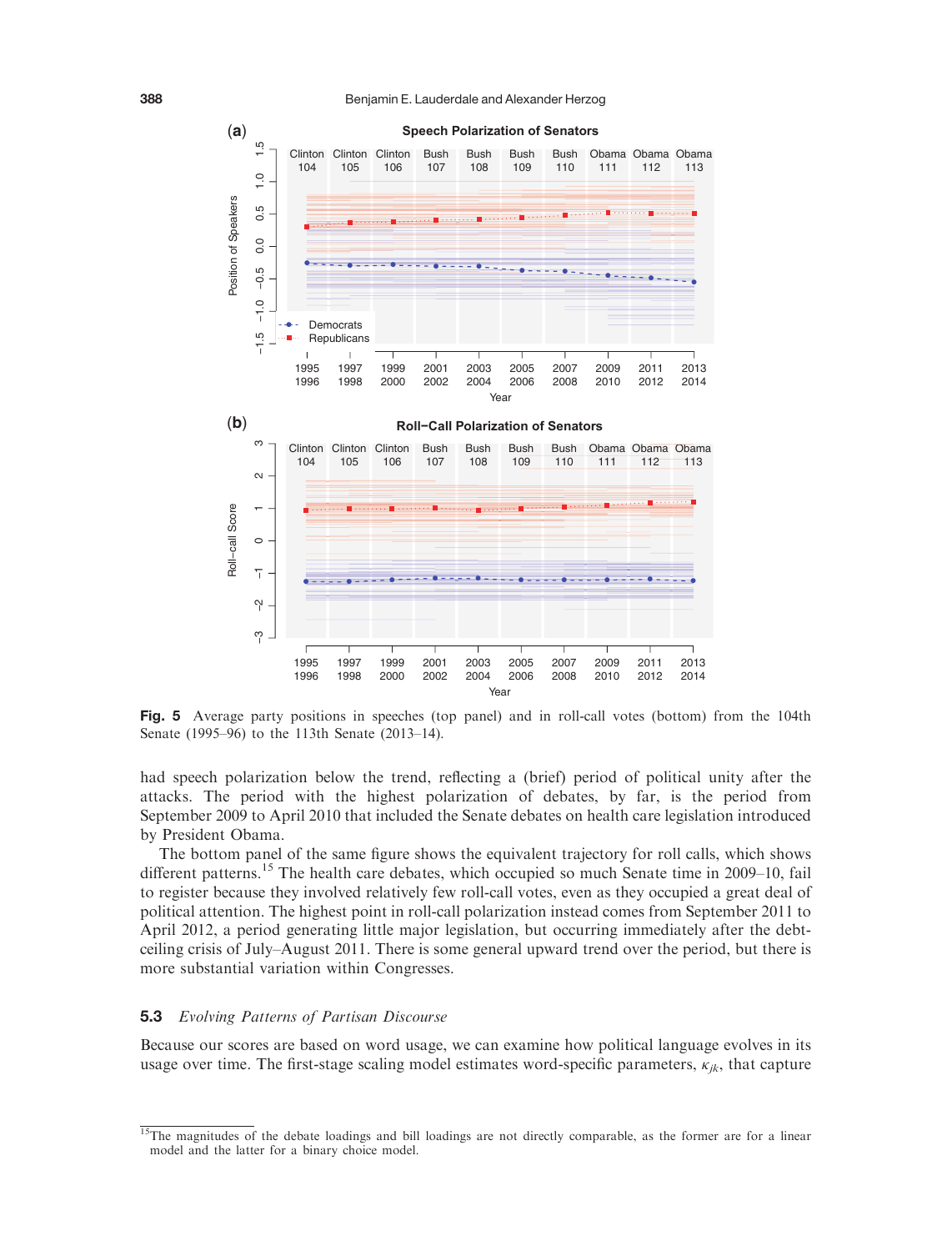**Fig. 5** Average party positions in speeches (top panel) and in roll-call votes (bottom) from the 104th Senate (1995–96) to the 113th Senate (2013–14).

had speech polarization below the trend, reflecting a (brief) period of political unity after the attacks. The period with the highest polarization of debates, by far, is the period from September 2009 to April 2010 that included the Senate debates on health care legislation introduced by President Obama.

The bottom panel of the same figure shows the equivalent trajectory for roll calls, which shows different patterns.[15] The health care debates, which occupied so much Senate time in 2009–10, fail to register because they involved relatively few roll-call votes, even as they occupied a great deal of political attention. The highest point in roll-call polarization instead comes from September 2011 to April 2012, a period generating little major legislation, but occurring immediately after the debt-ceiling crisis of July–August 2011. There is some general upward trend over the period, but there is more substantial variation within Congresses.

## 5.3 *Evolving Patterns of Partisan Discourse*

Because our scores are based on word usage, we can examine how political language evolves in its usage over time. The first-stage scaling model estimates word-specific parameters, $\kappa_{jk}$, that capture

[15] The magnitudes of the debate loadings and bill loadings are not directly comparable, as the former are for a linear model and the latter for a binary choice model.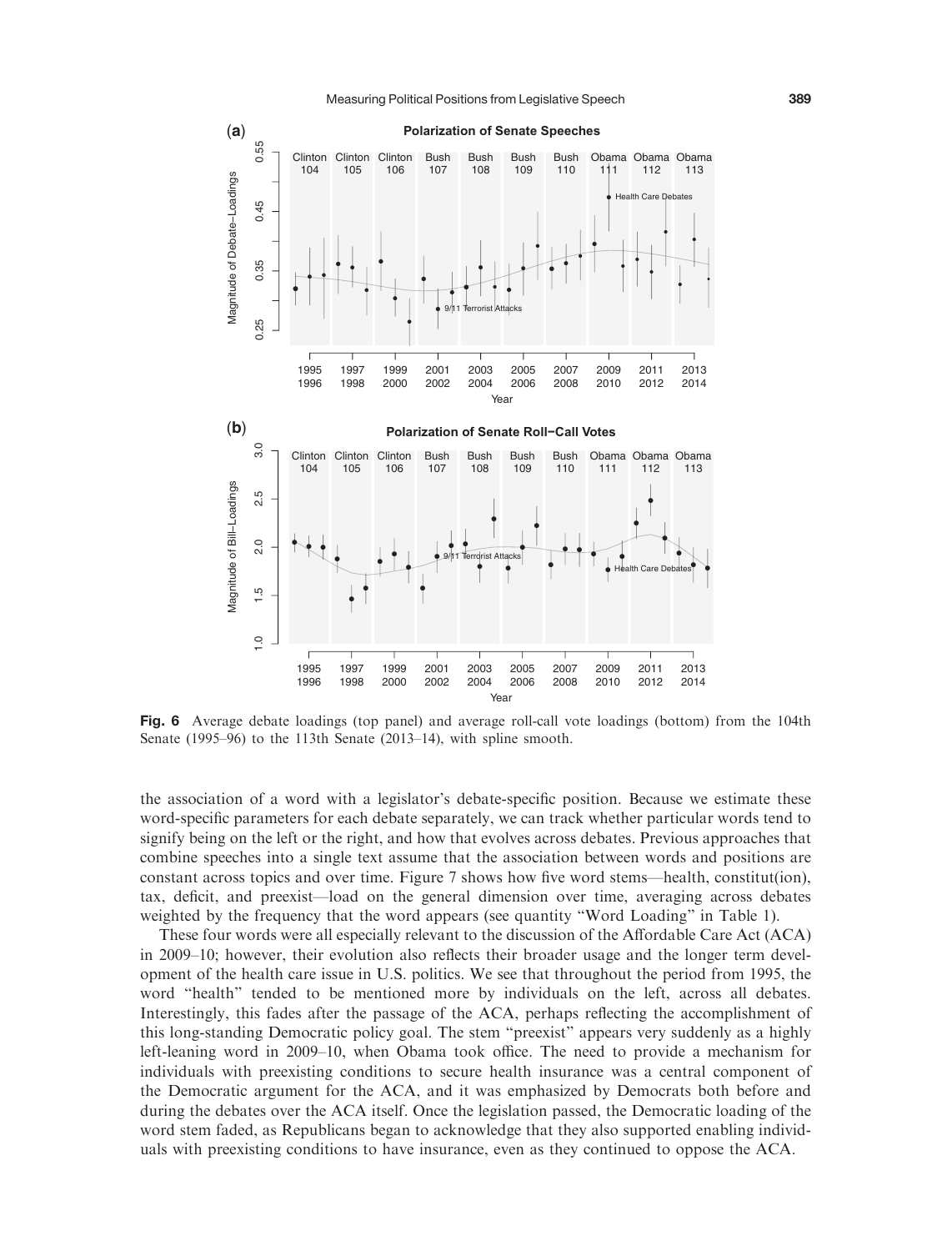**Fig. 6** Average debate loadings (top panel) and average roll-call vote loadings (bottom) from the 104th Senate (1995–96) to the 113th Senate (2013–14), with spline smooth.

the association of a word with a legislator's debate-specific position. Because we estimate these word-specific parameters for each debate separately, we can track whether particular words tend to signify being on the left or the right, and how that evolves across debates. Previous approaches that combine speeches into a single text assume that the association between words and positions are constant across topics and over time. Figure 7 shows how five word stems—health, constitut(ion), tax, deficit, and preexist—load on the general dimension over time, averaging across debates weighted by the frequency that the word appears (see quantity "Word Loading" in Table 1).

These four words were all especially relevant to the discussion of the Affordable Care Act (ACA) in 2009–10; however, their evolution also reflects their broader usage and the longer term development of the health care issue in U.S. politics. We see that throughout the period from 1995, the word "health" tended to be mentioned more by individuals on the left, across all debates. Interestingly, this fades after the passage of the ACA, perhaps reflecting the accomplishment of this long-standing Democratic policy goal. The stem "preexist" appears very suddenly as a highly left-leaning word in 2009–10, when Obama took office. The need to provide a mechanism for individuals with preexisting conditions to secure health insurance was a central component of the Democratic argument for the ACA, and it was emphasized by Democrats both before and during the debates over the ACA itself. Once the legislation passed, the Democratic loading of the word stem faded, as Republicans began to acknowledge that they also supported enabling individuals with preexisting conditions to have insurance, even as they continued to oppose the ACA.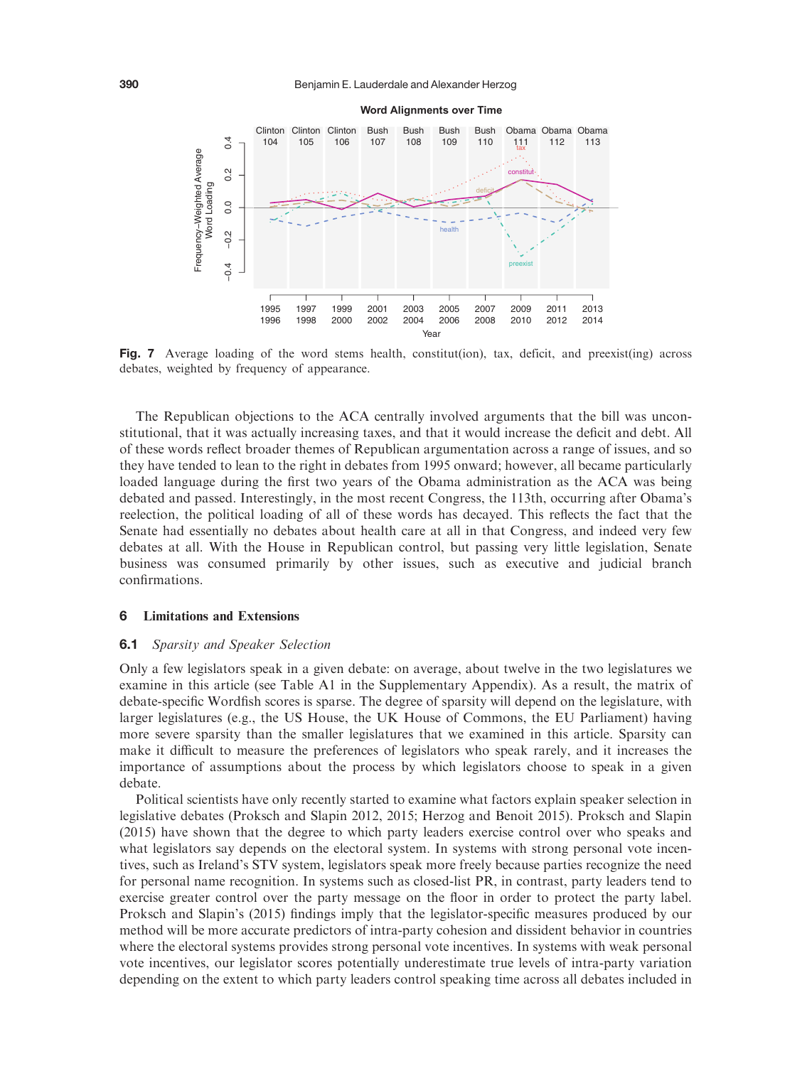Word Alignments over Time

Clinton 104 | Clinton 105 | Clinton 106 | Bush 107 | Bush 108 | Bush 109 | Bush 110 | Obama 111 | Obama 112 | Obama 113

tax

constitut

deficit

health

preexist

Frequency-Weighted Average Word Loading

0.4, 0.2, 0.0, −0.2, −0.4

1995 1996 | 1997 1998 | 1999 2000 | 2001 2002 | 2003 2004 | 2005 2006 | 2007 2008 | 2009 2010 | 2011 2012 | 2013 2014

Year

**Fig. 7** Average loading of the word stems health, constitut(ion), tax, deficit, and preexist(ing) across debates, weighted by frequency of appearance.

The Republican objections to the ACA centrally involved arguments that the bill was unconstitutional, that it was actually increasing taxes, and that it would increase the deficit and debt. All of these words reflect broader themes of Republican argumentation across a range of issues, and so they have tended to lean to the right in debates from 1995 onward; however, all became particularly loaded language during the first two years of the Obama administration as the ACA was being debated and passed. Interestingly, in the most recent Congress, the 113th, occurring after Obama's reelection, the political loading of all of these words has decayed. This reflects the fact that the Senate had essentially no debates about health care at all in that Congress, and indeed very few debates at all. With the House in Republican control, but passing very little legislation, Senate business was consumed primarily by other issues, such as executive and judicial branch confirmations.

## 6 Limitations and Extensions

### 6.1 *Sparsity and Speaker Selection*

Only a few legislators speak in a given debate: on average, about twelve in the two legislatures we examine in this article (see Table A1 in the Supplementary Appendix). As a result, the matrix of debate-specific Wordfish scores is sparse. The degree of sparsity will depend on the legislature, with larger legislatures (e.g., the US House, the UK House of Commons, the EU Parliament) having more severe sparsity than the smaller legislatures that we examined in this article. Sparsity can make it difficult to measure the preferences of legislators who speak rarely, and it increases the importance of assumptions about the process by which legislators choose to speak in a given debate.

Political scientists have only recently started to examine what factors explain speaker selection in legislative debates (Proksch and Slapin 2012, 2015; Herzog and Benoit 2015). Proksch and Slapin (2015) have shown that the degree to which party leaders exercise control over who speaks and what legislators say depends on the electoral system. In systems with strong personal vote incentives, such as Ireland's STV system, legislators speak more freely because parties recognize the need for personal name recognition. In systems such as closed-list PR, in contrast, party leaders tend to exercise greater control over the party message on the floor in order to protect the party label. Proksch and Slapin's (2015) findings imply that the legislator-specific measures produced by our method will be more accurate predictors of intra-party cohesion and dissident behavior in countries where the electoral systems provides strong personal vote incentives. In systems with weak personal vote incentives, our legislator scores potentially underestimate true levels of intra-party variation depending on the extent to which party leaders control speaking time across all debates included in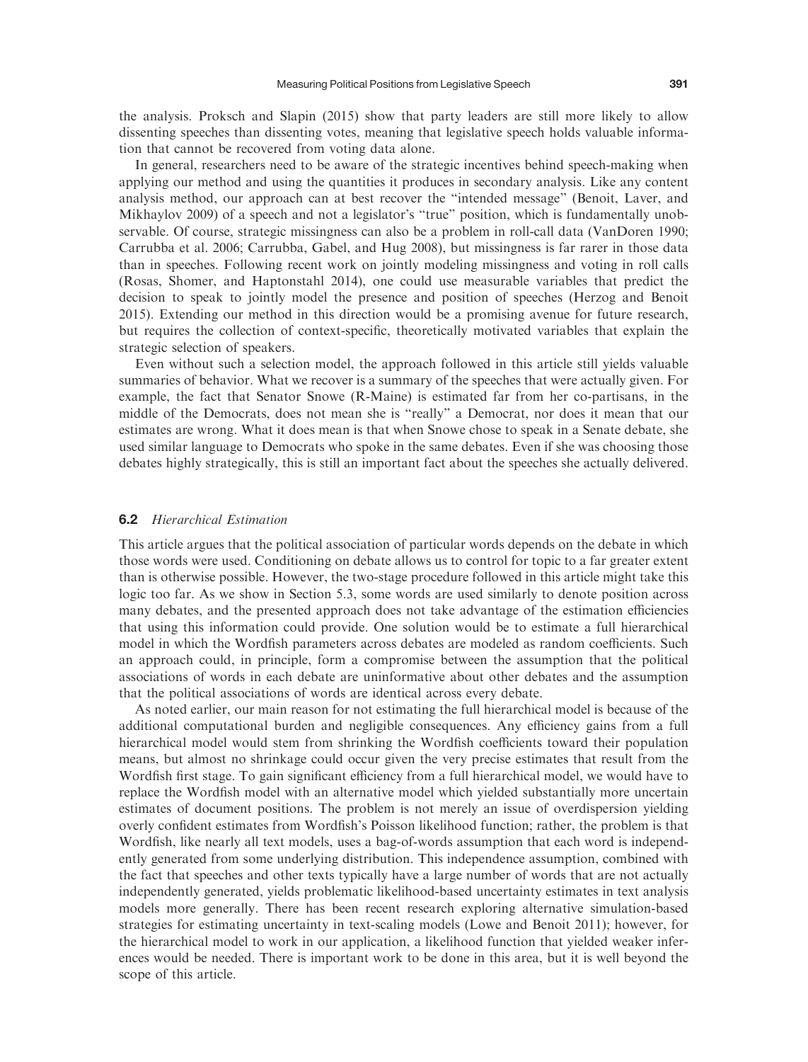the analysis. Proksch and Slapin (2015) show that party leaders are still more likely to allow dissenting speeches than dissenting votes, meaning that legislative speech holds valuable information that cannot be recovered from voting data alone.

In general, researchers need to be aware of the strategic incentives behind speech-making when applying our method and using the quantities it produces in secondary analysis. Like any content analysis method, our approach can at best recover the "intended message" (Benoit, Laver, and Mikhaylov 2009) of a speech and not a legislator's "true" position, which is fundamentally unobservable. Of course, strategic missingness can also be a problem in roll-call data (VanDoren 1990; Carrubba et al. 2006; Carrubba, Gabel, and Hug 2008), but missingness is far rarer in those data than in speeches. Following recent work on jointly modeling missingness and voting in roll calls (Rosas, Shomer, and Haptonstahl 2014), one could use measurable variables that predict the decision to speak to jointly model the presence and position of speeches (Herzog and Benoit 2015). Extending our method in this direction would be a promising avenue for future research, but requires the collection of context-specific, theoretically motivated variables that explain the strategic selection of speakers.

Even without such a selection model, the approach followed in this article still yields valuable summaries of behavior. What we recover is a summary of the speeches that were actually given. For example, the fact that Senator Snowe (R-Maine) is estimated far from her co-partisans, in the middle of the Democrats, does not mean she is "really" a Democrat, nor does it mean that our estimates are wrong. What it does mean is that when Snowe chose to speak in a Senate debate, she used similar language to Democrats who spoke in the same debates. Even if she was choosing those debates highly strategically, this is still an important fact about the speeches she actually delivered.

### 6.2 *Hierarchical Estimation*

This article argues that the political association of particular words depends on the debate in which those words were used. Conditioning on debate allows us to control for topic to a far greater extent than is otherwise possible. However, the two-stage procedure followed in this article might take this logic too far. As we show in Section 5.3, some words are used similarly to denote position across many debates, and the presented approach does not take advantage of the estimation efficiencies that using this information could provide. One solution would be to estimate a full hierarchical model in which the Wordfish parameters across debates are modeled as random coefficients. Such an approach could, in principle, form a compromise between the assumption that the political associations of words in each debate are uninformative about other debates and the assumption that the political associations of words are identical across every debate.

As noted earlier, our main reason for not estimating the full hierarchical model is because of the additional computational burden and negligible consequences. Any efficiency gains from a full hierarchical model would stem from shrinking the Wordfish coefficients toward their population means, but almost no shrinkage could occur given the very precise estimates that result from the Wordfish first stage. To gain significant efficiency from a full hierarchical model, we would have to replace the Wordfish model with an alternative model which yielded substantially more uncertain estimates of document positions. The problem is not merely an issue of overdispersion yielding overly confident estimates from Wordfish's Poisson likelihood function; rather, the problem is that Wordfish, like nearly all text models, uses a bag-of-words assumption that each word is independently generated from some underlying distribution. This independence assumption, combined with the fact that speeches and other texts typically have a large number of words that are not actually independently generated, yields problematic likelihood-based uncertainty estimates in text analysis models more generally. There has been recent research exploring alternative simulation-based strategies for estimating uncertainty in text-scaling models (Lowe and Benoit 2011); however, for the hierarchical model to work in our application, a likelihood function that yielded weaker inferences would be needed. There is important work to be done in this area, but it is well beyond the scope of this article.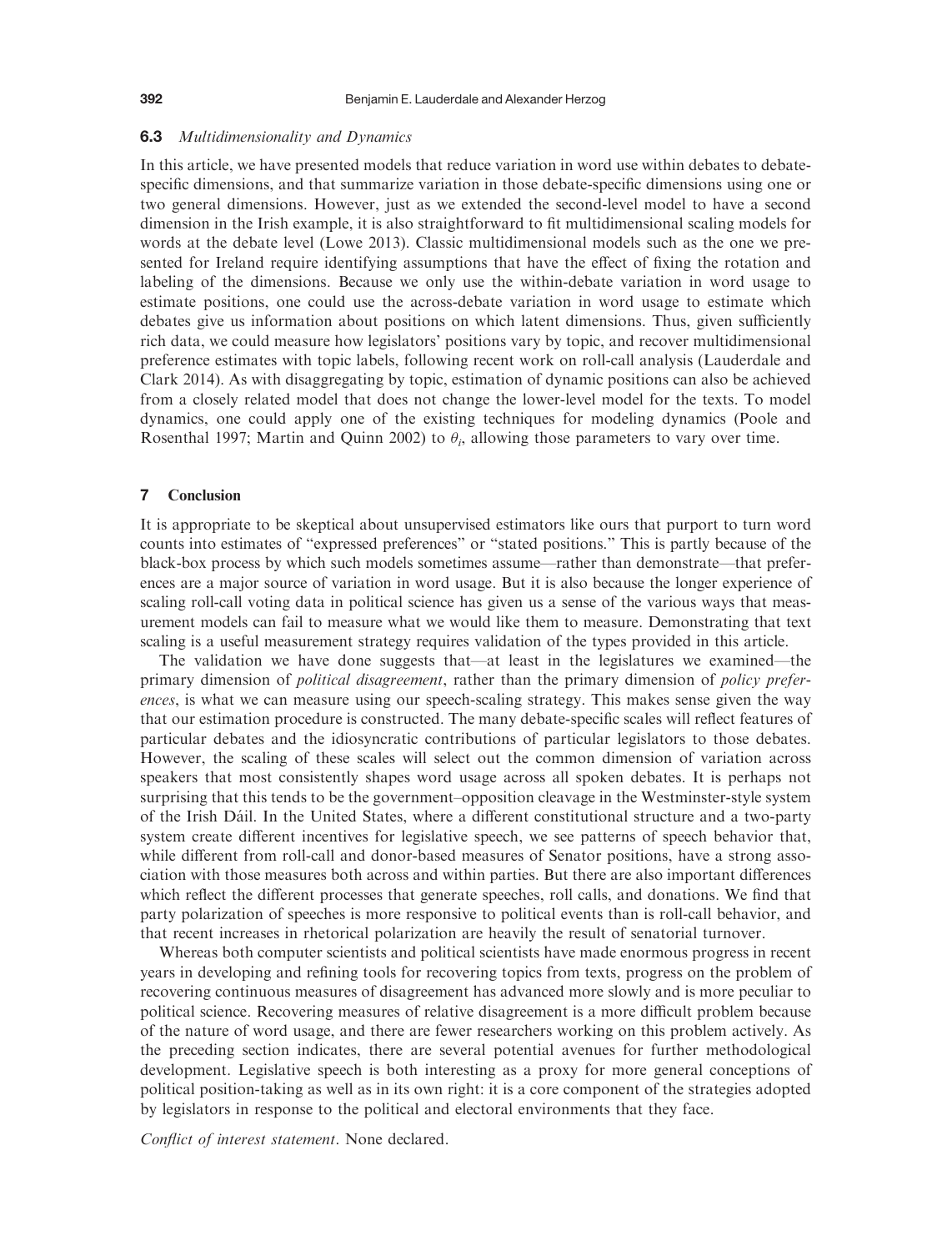### 6.3 *Multidimensionality and Dynamics*

In this article, we have presented models that reduce variation in word use within debates to debate-specific dimensions, and that summarize variation in those debate-specific dimensions using one or two general dimensions. However, just as we extended the second-level model to have a second dimension in the Irish example, it is also straightforward to fit multidimensional scaling models for words at the debate level (Lowe 2013). Classic multidimensional models such as the one we presented for Ireland require identifying assumptions that have the effect of fixing the rotation and labeling of the dimensions. Because we only use the within-debate variation in word usage to estimate positions, one could use the across-debate variation in word usage to estimate which debates give us information about positions on which latent dimensions. Thus, given sufficiently rich data, we could measure how legislators' positions vary by topic, and recover multidimensional preference estimates with topic labels, following recent work on roll-call analysis (Lauderdale and Clark 2014). As with disaggregating by topic, estimation of dynamic positions can also be achieved from a closely related model that does not change the lower-level model for the texts. To model dynamics, one could apply one of the existing techniques for modeling dynamics (Poole and Rosenthal 1997; Martin and Quinn 2002) to $\theta_i$, allowing those parameters to vary over time.

## 7 Conclusion

It is appropriate to be skeptical about unsupervised estimators like ours that purport to turn word counts into estimates of "expressed preferences" or "stated positions." This is partly because of the black-box process by which such models sometimes assume—rather than demonstrate—that preferences are a major source of variation in word usage. But it is also because the longer experience of scaling roll-call voting data in political science has given us a sense of the various ways that measurement models can fail to measure what we would like them to measure. Demonstrating that text scaling is a useful measurement strategy requires validation of the types provided in this article.

The validation we have done suggests that—at least in the legislatures we examined—the primary dimension of *political disagreement*, rather than the primary dimension of *policy preferences*, is what we can measure using our speech-scaling strategy. This makes sense given the way that our estimation procedure is constructed. The many debate-specific scales will reflect features of particular debates and the idiosyncratic contributions of particular legislators to those debates. However, the scaling of these scales will select out the common dimension of variation across speakers that most consistently shapes word usage across all spoken debates. It is perhaps not surprising that this tends to be the government–opposition cleavage in the Westminster-style system of the Irish Dáil. In the United States, where a different constitutional structure and a two-party system create different incentives for legislative speech, we see patterns of speech behavior that, while different from roll-call and donor-based measures of Senator positions, have a strong association with those measures both across and within parties. But there are also important differences which reflect the different processes that generate speeches, roll calls, and donations. We find that party polarization of speeches is more responsive to political events than is roll-call behavior, and that recent increases in rhetorical polarization are heavily the result of senatorial turnover.

Whereas both computer scientists and political scientists have made enormous progress in recent years in developing and refining tools for recovering topics from texts, progress on the problem of recovering continuous measures of disagreement has advanced more slowly and is more peculiar to political science. Recovering measures of relative disagreement is a more difficult problem because of the nature of word usage, and there are fewer researchers working on this problem actively. As the preceding section indicates, there are several potential avenues for further methodological development. Legislative speech is both interesting as a proxy for more general conceptions of political position-taking as well as in its own right: it is a core component of the strategies adopted by legislators in response to the political and electoral environments that they face.

*Conflict of interest statement*. None declared.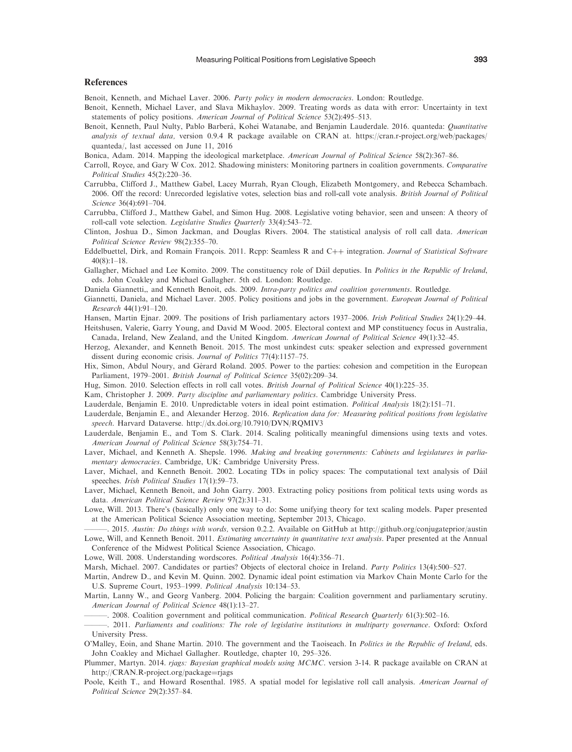## References

Benoit, Kenneth, and Michael Laver. 2006. *Party policy in modern democracies*. London: Routledge.

Benoit, Kenneth, Michael Laver, and Slava Mikhaylov. 2009. Treating words as data with error: Uncertainty in text statements of policy positions. *American Journal of Political Science* 53(2):495–513.

Benoit, Kenneth, Paul Nulty, Pablo Barberá, Kohei Watanabe, and Benjamin Lauderdale. 2016. quanteda: *Quantitative analysis of textual data,* version 0.9.4 R package available on CRAN at. https://cran.r-project.org/web/packages/quanteda/, last accessed on June 11, 2016

Bonica, Adam. 2014. Mapping the ideological marketplace. *American Journal of Political Science* 58(2):367–86.

Carroll, Royce, and Gary W Cox. 2012. Shadowing ministers: Monitoring partners in coalition governments. *Comparative Political Studies* 45(2):220–36.

Carrubba, Clifford J., Matthew Gabel, Lacey Murrah, Ryan Clough, Elizabeth Montgomery, and Rebecca Schambach. 2006. Off the record: Unrecorded legislative votes, selection bias and roll-call vote analysis. *British Journal of Political Science* 36(4):691–704.

Carrubba, Clifford J., Matthew Gabel, and Simon Hug. 2008. Legislative voting behavior, seen and unseen: A theory of roll-call vote selection. *Legislative Studies Quarterly* 33(4):543–72.

Clinton, Joshua D., Simon Jackman, and Douglas Rivers. 2004. The statistical analysis of roll call data. *American Political Science Review* 98(2):355–70.

Eddelbuettel, Dirk, and Romain François. 2011. Rcpp: Seamless R and C++ integration. *Journal of Statistical Software* 40(8):1–18.

Gallagher, Michael and Lee Komito. 2009. The constituency role of Dáil deputies. In *Politics in the Republic of Ireland*, eds. John Coakley and Michael Gallagher. 5th ed. London: Routledge.

Daniela Giannetti,, and Kenneth Benoit, eds. 2009. *Intra-party politics and coalition governments*. Routledge.

Giannetti, Daniela, and Michael Laver. 2005. Policy positions and jobs in the government. *European Journal of Political Research* 44(1):91–120.

Hansen, Martin Ejnar. 2009. The positions of Irish parliamentary actors 1937–2006. *Irish Political Studies* 24(1):29–44.

Heitshusen, Valerie, Garry Young, and David M Wood. 2005. Electoral context and MP constituency focus in Australia, Canada, Ireland, New Zealand, and the United Kingdom. *American Journal of Political Science* 49(1):32–45.

Herzog, Alexander, and Kenneth Benoit. 2015. The most unkindest cuts: speaker selection and expressed government dissent during economic crisis. *Journal of Politics* 77(4):1157–75.

Hix, Simon, Abdul Noury, and Gérard Roland. 2005. Power to the parties: cohesion and competition in the European Parliament, 1979–2001. *British Journal of Political Science* 35(02):209–34.

Hug, Simon. 2010. Selection effects in roll call votes. *British Journal of Political Science* 40(1):225–35.

Kam, Christopher J. 2009. *Party discipline and parliamentary politics*. Cambridge University Press.

Lauderdale, Benjamin E. 2010. Unpredictable voters in ideal point estimation. *Political Analysis* 18(2):151–71.

Lauderdale, Benjamin E., and Alexander Herzog. 2016. *Replication data for: Measuring political positions from legislative speech*. Harvard Dataverse. http://dx.doi.org/10.7910/DVN/RQMIV3

Lauderdale, Benjamin E., and Tom S. Clark. 2014. Scaling politically meaningful dimensions using texts and votes. *American Journal of Political Science* 58(3):754–71.

Laver, Michael, and Kenneth A. Shepsle. 1996. *Making and breaking governments: Cabinets and legislatures in parliamentary democracies*. Cambridge, UK: Cambridge University Press.

Laver, Michael, and Kenneth Benoit. 2002. Locating TDs in policy spaces: The computational text analysis of Dáil speeches. *Irish Political Studies* 17(1):59–73.

Laver, Michael, Kenneth Benoit, and John Garry. 2003. Extracting policy positions from political texts using words as data. *American Political Science Review* 97(2):311–31.

Lowe, Will. 2013. There's (basically) only one way to do: Some unifying theory for text scaling models. Paper presented at the American Political Science Association meeting, September 2013, Chicago.

———. 2015. *Austin: Do things with words,* version 0.2.2. Available on GitHub at http://github.org/conjugateprior/austin

Lowe, Will, and Kenneth Benoit. 2011. *Estimating uncertainty in quantitative text analysis*. Paper presented at the Annual Conference of the Midwest Political Science Association, Chicago.

Lowe, Will. 2008. Understanding wordscores. *Political Analysis* 16(4):356–71.

Marsh, Michael. 2007. Candidates or parties? Objects of electoral choice in Ireland. *Party Politics* 13(4):500–527.

Martin, Andrew D., and Kevin M. Quinn. 2002. Dynamic ideal point estimation via Markov Chain Monte Carlo for the U.S. Supreme Court, 1953–1999. *Political Analysis* 10:134–53.

Martin, Lanny W., and Georg Vanberg. 2004. Policing the bargain: Coalition government and parliamentary scrutiny. *American Journal of Political Science* 48(1):13–27.

———. 2008. Coalition government and political communication. *Political Research Quarterly* 61(3):502–16.

———. 2011. *Parliaments and coalitions: The role of legislative institutions in multiparty governance*. Oxford: Oxford University Press.

O'Malley, Eoin, and Shane Martin. 2010. The government and the Taoiseach. In *Politics in the Republic of Ireland*, eds. John Coakley and Michael Gallagher. Routledge, chapter 10, 295–326.

Plummer, Martyn. 2014. *rjags: Bayesian graphical models using MCMC*. version 3-14. R package available on CRAN at http://CRAN.R-project.org/package=rjags

Poole, Keith T., and Howard Rosenthal. 1985. A spatial model for legislative roll call analysis. *American Journal of Political Science* 29(2):357–84.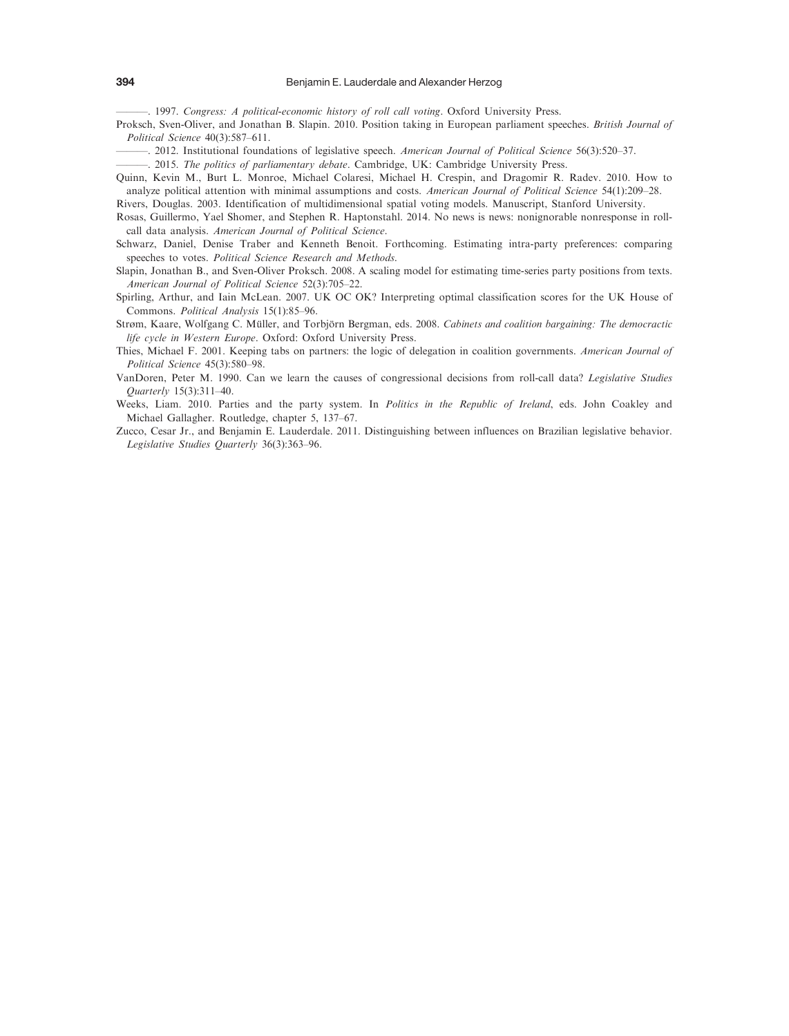———. 1997. *Congress: A political-economic history of roll call voting*. Oxford University Press.

Proksch, Sven-Oliver, and Jonathan B. Slapin. 2010. Position taking in European parliament speeches. *British Journal of Political Science* 40(3):587–611.

———. 2012. Institutional foundations of legislative speech. *American Journal of Political Science* 56(3):520–37.

———. 2015. *The politics of parliamentary debate*. Cambridge, UK: Cambridge University Press.

Quinn, Kevin M., Burt L. Monroe, Michael Colaresi, Michael H. Crespin, and Dragomir R. Radev. 2010. How to analyze political attention with minimal assumptions and costs. *American Journal of Political Science* 54(1):209–28.

Rivers, Douglas. 2003. Identification of multidimensional spatial voting models. Manuscript, Stanford University.

Rosas, Guillermo, Yael Shomer, and Stephen R. Haptonstahl. 2014. No news is news: nonignorable nonresponse in roll-call data analysis. *American Journal of Political Science*.

Schwarz, Daniel, Denise Traber and Kenneth Benoit. Forthcoming. Estimating intra-party preferences: comparing speeches to votes. *Political Science Research and Methods*.

Slapin, Jonathan B., and Sven-Oliver Proksch. 2008. A scaling model for estimating time-series party positions from texts. *American Journal of Political Science* 52(3):705–22.

Spirling, Arthur, and Iain McLean. 2007. UK OC OK? Interpreting optimal classification scores for the UK House of Commons. *Political Analysis* 15(1):85–96.

Strøm, Kaare, Wolfgang C. Müller, and Torbjörn Bergman, eds. 2008. *Cabinets and coalition bargaining: The democractic life cycle in Western Europe*. Oxford: Oxford University Press.

Thies, Michael F. 2001. Keeping tabs on partners: the logic of delegation in coalition governments. *American Journal of Political Science* 45(3):580–98.

VanDoren, Peter M. 1990. Can we learn the causes of congressional decisions from roll-call data? *Legislative Studies Quarterly* 15(3):311–40.

Weeks, Liam. 2010. Parties and the party system. In *Politics in the Republic of Ireland*, eds. John Coakley and Michael Gallagher. Routledge, chapter 5, 137–67.

Zucco, Cesar Jr., and Benjamin E. Lauderdale. 2011. Distinguishing between influences on Brazilian legislative behavior. *Legislative Studies Quarterly* 36(3):363–96.